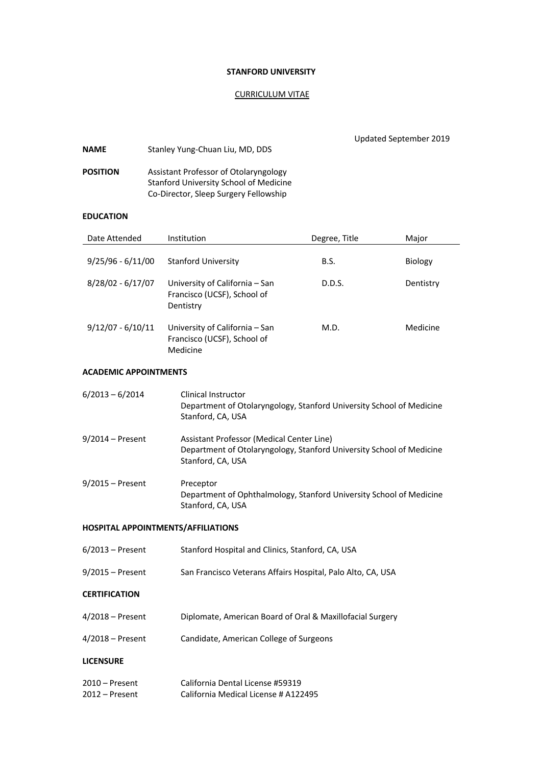**STANFORD UNIVERSITY**

CURRICULUM VITAE

Updated September 2019

**NAME** Stanley Yung-Chuan Liu, MD, DDS

**POSITION** Assistant Professor of Otolaryngology
Stanford University School of Medicine
Co-Director, Sleep Surgery Fellowship

**EDUCATION**

| Date Attended | Institution | Degree, Title | Major |
|---|---|---|---|
| 9/25/96 - 6/11/00 | Stanford University | B.S. | Biology |
| 8/28/02 - 6/17/07 | University of California – San Francisco (UCSF), School of Dentistry | D.D.S. | Dentistry |
| 9/12/07 - 6/10/11 | University of California – San Francisco (UCSF), School of Medicine | M.D. | Medicine |

**ACADEMIC APPOINTMENTS**

6/2013 – 6/2014 Clinical Instructor
Department of Otolaryngology, Stanford University School of Medicine
Stanford, CA, USA

9/2014 – Present Assistant Professor (Medical Center Line)
Department of Otolaryngology, Stanford University School of Medicine
Stanford, CA, USA

9/2015 – Present Preceptor
Department of Ophthalmology, Stanford University School of Medicine
Stanford, CA, USA

**HOSPITAL APPOINTMENTS/AFFILIATIONS**

6/2013 – Present Stanford Hospital and Clinics, Stanford, CA, USA

9/2015 – Present San Francisco Veterans Affairs Hospital, Palo Alto, CA, USA

**CERTIFICATION**

4/2018 – Present Diplomate, American Board of Oral & Maxillofacial Surgery

4/2018 – Present Candidate, American College of Surgeons

**LICENSURE**

2010 – Present California Dental License #59319
2012 – Present California Medical License # A122495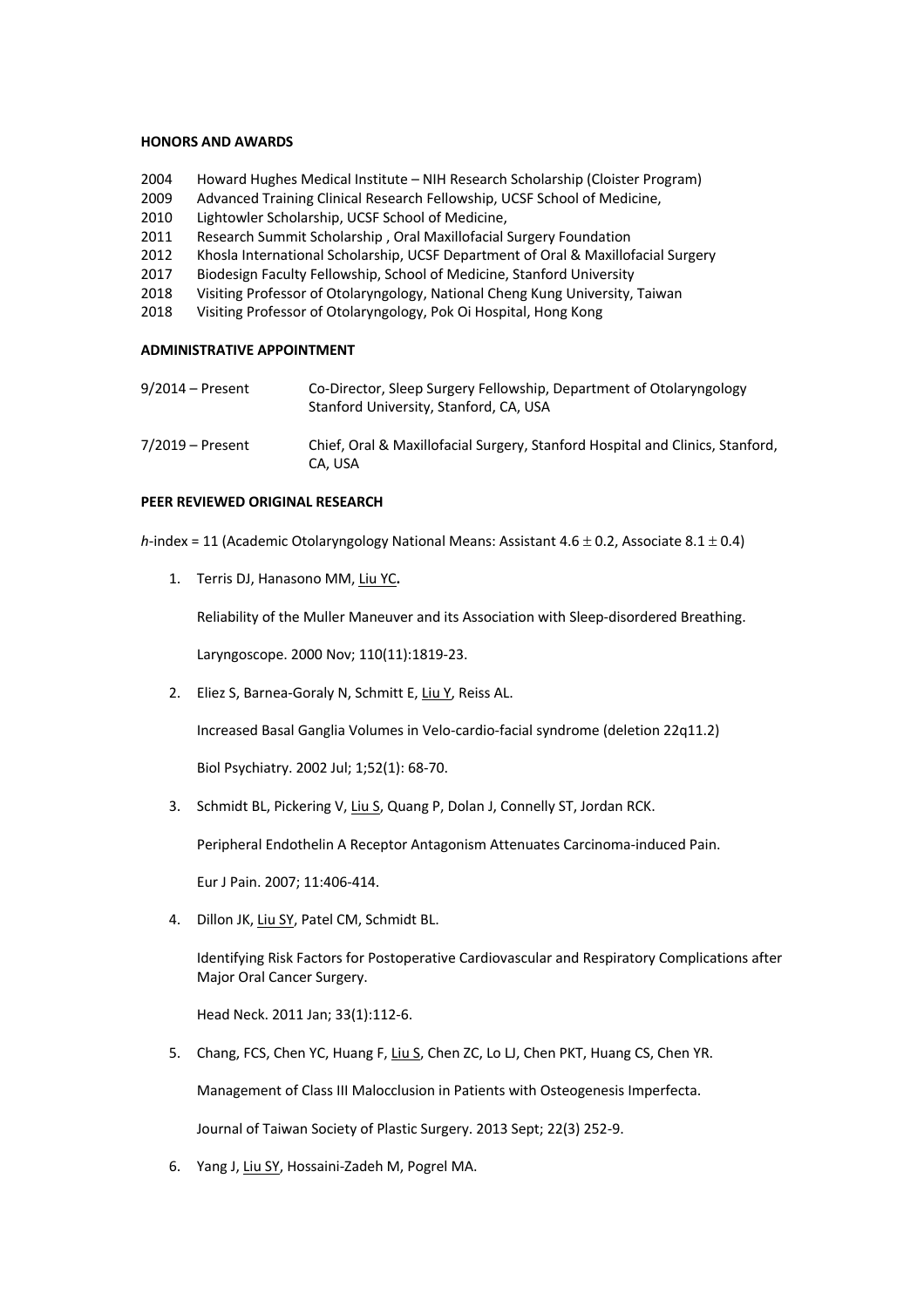**HONORS AND AWARDS**

2004 Howard Hughes Medical Institute – NIH Research Scholarship (Cloister Program)
2009 Advanced Training Clinical Research Fellowship, UCSF School of Medicine,
2010 Lightowler Scholarship, UCSF School of Medicine,
2011 Research Summit Scholarship , Oral Maxillofacial Surgery Foundation
2012 Khosla International Scholarship, UCSF Department of Oral & Maxillofacial Surgery
2017 Biodesign Faculty Fellowship, School of Medicine, Stanford University
2018 Visiting Professor of Otolaryngology, National Cheng Kung University, Taiwan
2018 Visiting Professor of Otolaryngology, Pok Oi Hospital, Hong Kong

**ADMINISTRATIVE APPOINTMENT**

9/2014 – Present Co-Director, Sleep Surgery Fellowship, Department of Otolaryngology Stanford University, Stanford, CA, USA

7/2019 – Present Chief, Oral & Maxillofacial Surgery, Stanford Hospital and Clinics, Stanford, CA, USA

**PEER REVIEWED ORIGINAL RESEARCH**

*h*-index = 11 (Academic Otolaryngology National Means: Assistant $4.6 \pm 0.2$, Associate $8.1 \pm 0.4$)

1. Terris DJ, Hanasono MM, Liu YC**.**

   Reliability of the Muller Maneuver and its Association with Sleep-disordered Breathing.

   Laryngoscope. 2000 Nov; 110(11):1819-23.

2. Eliez S, Barnea-Goraly N, Schmitt E, Liu Y, Reiss AL.

   Increased Basal Ganglia Volumes in Velo-cardio-facial syndrome (deletion 22q11.2)

   Biol Psychiatry. 2002 Jul; 1;52(1): 68-70.

3. Schmidt BL, Pickering V, Liu S, Quang P, Dolan J, Connelly ST, Jordan RCK.

   Peripheral Endothelin A Receptor Antagonism Attenuates Carcinoma-induced Pain.

   Eur J Pain. 2007; 11:406-414.

4. Dillon JK, Liu SY, Patel CM, Schmidt BL.

   Identifying Risk Factors for Postoperative Cardiovascular and Respiratory Complications after Major Oral Cancer Surgery.

   Head Neck. 2011 Jan; 33(1):112-6.

5. Chang, FCS, Chen YC, Huang F, Liu S, Chen ZC, Lo LJ, Chen PKT, Huang CS, Chen YR.

   Management of Class III Malocclusion in Patients with Osteogenesis Imperfecta.

   Journal of Taiwan Society of Plastic Surgery. 2013 Sept; 22(3) 252-9.

6. Yang J, Liu SY, Hossaini-Zadeh M, Pogrel MA.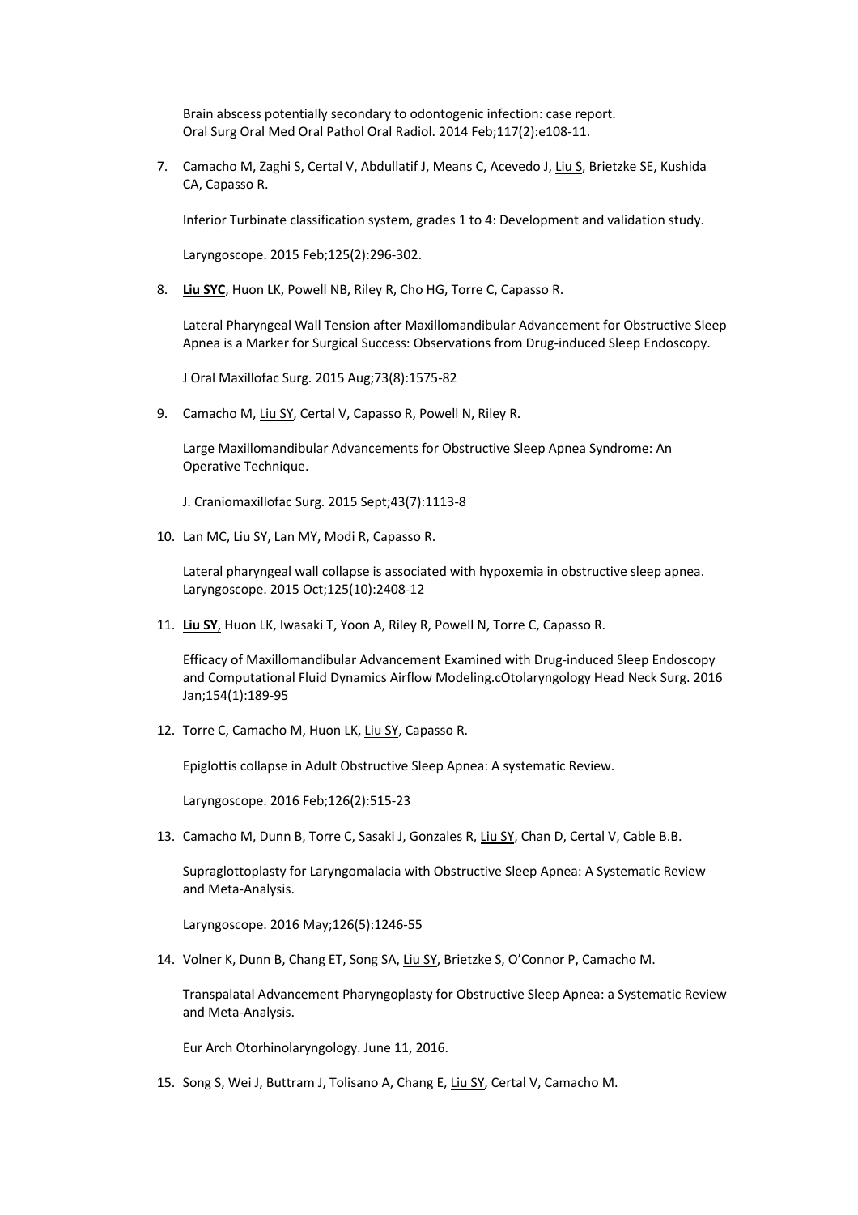Brain abscess potentially secondary to odontogenic infection: case report. Oral Surg Oral Med Oral Pathol Oral Radiol. 2014 Feb;117(2):e108-11.

7. Camacho M, Zaghi S, Certal V, Abdullatif J, Means C, Acevedo J, Liu S, Brietzke SE, Kushida CA, Capasso R.

   Inferior Turbinate classification system, grades 1 to 4: Development and validation study.

   Laryngoscope. 2015 Feb;125(2):296-302.

8. **Liu SYC**, Huon LK, Powell NB, Riley R, Cho HG, Torre C, Capasso R.

   Lateral Pharyngeal Wall Tension after Maxillomandibular Advancement for Obstructive Sleep Apnea is a Marker for Surgical Success: Observations from Drug-induced Sleep Endoscopy.

   J Oral Maxillofac Surg. 2015 Aug;73(8):1575-82

9. Camacho M, Liu SY, Certal V, Capasso R, Powell N, Riley R.

   Large Maxillomandibular Advancements for Obstructive Sleep Apnea Syndrome: An Operative Technique.

   J. Craniomaxillofac Surg. 2015 Sept;43(7):1113-8

10. Lan MC, Liu SY, Lan MY, Modi R, Capasso R.

    Lateral pharyngeal wall collapse is associated with hypoxemia in obstructive sleep apnea. Laryngoscope. 2015 Oct;125(10):2408-12

11. **Liu SY**, Huon LK, Iwasaki T, Yoon A, Riley R, Powell N, Torre C, Capasso R.

    Efficacy of Maxillomandibular Advancement Examined with Drug-induced Sleep Endoscopy and Computational Fluid Dynamics Airflow Modeling.cOtolaryngology Head Neck Surg. 2016 Jan;154(1):189-95

12. Torre C, Camacho M, Huon LK, Liu SY, Capasso R.

    Epiglottis collapse in Adult Obstructive Sleep Apnea: A systematic Review.

    Laryngoscope. 2016 Feb;126(2):515-23

13. Camacho M, Dunn B, Torre C, Sasaki J, Gonzales R, Liu SY, Chan D, Certal V, Cable B.B.

    Supraglottoplasty for Laryngomalacia with Obstructive Sleep Apnea: A Systematic Review and Meta-Analysis.

    Laryngoscope. 2016 May;126(5):1246-55

14. Volner K, Dunn B, Chang ET, Song SA, Liu SY, Brietzke S, O'Connor P, Camacho M.

    Transpalatal Advancement Pharyngoplasty for Obstructive Sleep Apnea: a Systematic Review and Meta-Analysis.

    Eur Arch Otorhinolaryngology. June 11, 2016.

15. Song S, Wei J, Buttram J, Tolisano A, Chang E, Liu SY, Certal V, Camacho M.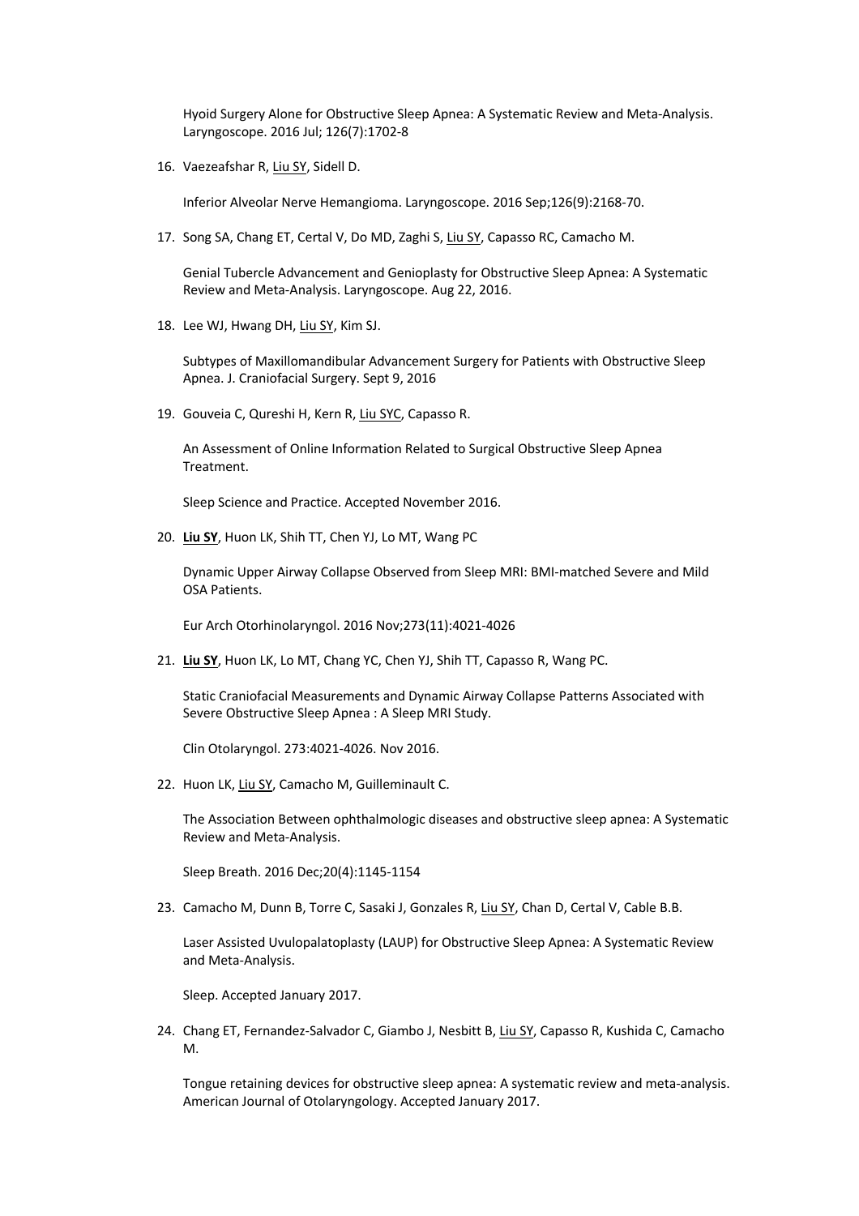Hyoid Surgery Alone for Obstructive Sleep Apnea: A Systematic Review and Meta-Analysis. Laryngoscope. 2016 Jul; 126(7):1702-8

16. Vaezeafshar R, Liu SY, Sidell D.

    Inferior Alveolar Nerve Hemangioma. Laryngoscope. 2016 Sep;126(9):2168-70.

17. Song SA, Chang ET, Certal V, Do MD, Zaghi S, Liu SY, Capasso RC, Camacho M.

    Genial Tubercle Advancement and Genioplasty for Obstructive Sleep Apnea: A Systematic Review and Meta-Analysis. Laryngoscope. Aug 22, 2016.

18. Lee WJ, Hwang DH, Liu SY, Kim SJ.

    Subtypes of Maxillomandibular Advancement Surgery for Patients with Obstructive Sleep Apnea. J. Craniofacial Surgery. Sept 9, 2016

19. Gouveia C, Qureshi H, Kern R, Liu SYC, Capasso R.

    An Assessment of Online Information Related to Surgical Obstructive Sleep Apnea Treatment.

    Sleep Science and Practice. Accepted November 2016.

20. **Liu SY**, Huon LK, Shih TT, Chen YJ, Lo MT, Wang PC

    Dynamic Upper Airway Collapse Observed from Sleep MRI: BMI-matched Severe and Mild OSA Patients.

    Eur Arch Otorhinolaryngol. 2016 Nov;273(11):4021-4026

21. **Liu SY**, Huon LK, Lo MT, Chang YC, Chen YJ, Shih TT, Capasso R, Wang PC.

    Static Craniofacial Measurements and Dynamic Airway Collapse Patterns Associated with Severe Obstructive Sleep Apnea : A Sleep MRI Study.

    Clin Otolaryngol. 273:4021-4026. Nov 2016.

22. Huon LK, Liu SY, Camacho M, Guilleminault C.

    The Association Between ophthalmologic diseases and obstructive sleep apnea: A Systematic Review and Meta-Analysis.

    Sleep Breath. 2016 Dec;20(4):1145-1154

23. Camacho M, Dunn B, Torre C, Sasaki J, Gonzales R, Liu SY, Chan D, Certal V, Cable B.B.

    Laser Assisted Uvulopalatoplasty (LAUP) for Obstructive Sleep Apnea: A Systematic Review and Meta-Analysis.

    Sleep. Accepted January 2017.

24. Chang ET, Fernandez-Salvador C, Giambo J, Nesbitt B, Liu SY, Capasso R, Kushida C, Camacho M.

    Tongue retaining devices for obstructive sleep apnea: A systematic review and meta-analysis. American Journal of Otolaryngology. Accepted January 2017.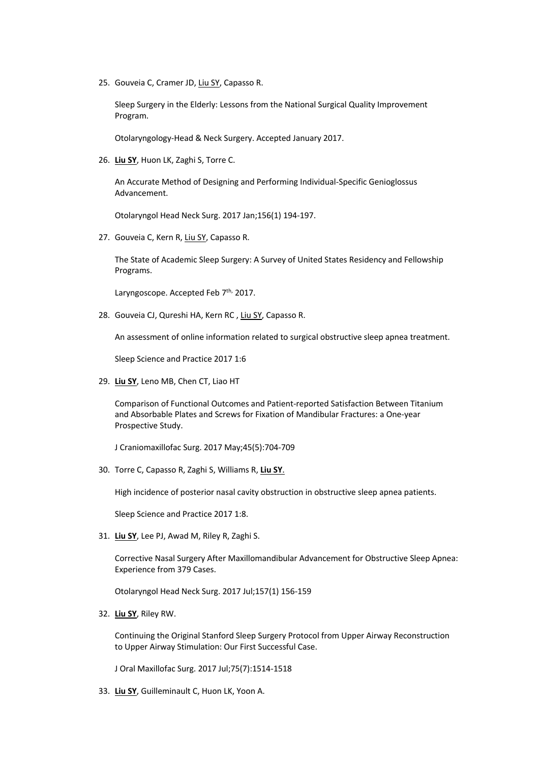25. Gouveia C, Cramer JD, Liu SY, Capasso R.

    Sleep Surgery in the Elderly: Lessons from the National Surgical Quality Improvement Program.

    Otolaryngology-Head & Neck Surgery. Accepted January 2017.

26. **Liu SY**, Huon LK, Zaghi S, Torre C.

    An Accurate Method of Designing and Performing Individual-Specific Genioglossus Advancement.

    Otolaryngol Head Neck Surg. 2017 Jan;156(1) 194-197.

27. Gouveia C, Kern R, Liu SY, Capasso R.

    The State of Academic Sleep Surgery: A Survey of United States Residency and Fellowship Programs.

    Laryngoscope. Accepted Feb 7th, 2017.

28. Gouveia CJ, Qureshi HA, Kern RC , Liu SY, Capasso R.

    An assessment of online information related to surgical obstructive sleep apnea treatment.

    Sleep Science and Practice 2017 1:6

29. **Liu SY**, Leno MB, Chen CT, Liao HT

    Comparison of Functional Outcomes and Patient-reported Satisfaction Between Titanium and Absorbable Plates and Screws for Fixation of Mandibular Fractures: a One-year Prospective Study.

    J Craniomaxillofac Surg. 2017 May;45(5):704-709

30. Torre C, Capasso R, Zaghi S, Williams R, **Liu SY**.

    High incidence of posterior nasal cavity obstruction in obstructive sleep apnea patients.

    Sleep Science and Practice 2017 1:8.

31. **Liu SY**, Lee PJ, Awad M, Riley R, Zaghi S.

    Corrective Nasal Surgery After Maxillomandibular Advancement for Obstructive Sleep Apnea: Experience from 379 Cases.

    Otolaryngol Head Neck Surg. 2017 Jul;157(1) 156-159

32. **Liu SY**, Riley RW.

    Continuing the Original Stanford Sleep Surgery Protocol from Upper Airway Reconstruction to Upper Airway Stimulation: Our First Successful Case.

    J Oral Maxillofac Surg. 2017 Jul;75(7):1514-1518

33. **Liu SY**, Guilleminault C, Huon LK, Yoon A.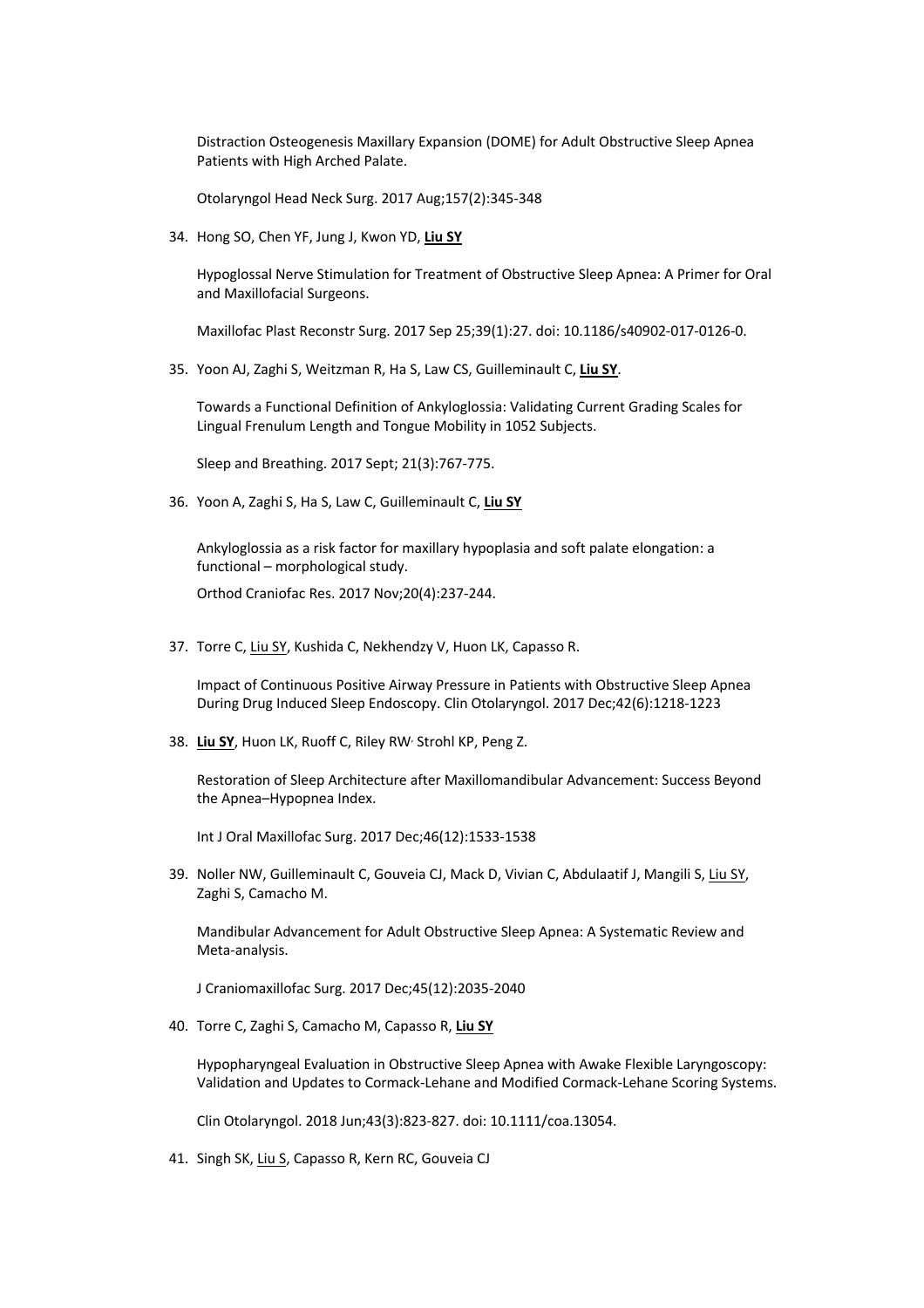Distraction Osteogenesis Maxillary Expansion (DOME) for Adult Obstructive Sleep Apnea Patients with High Arched Palate.

Otolaryngol Head Neck Surg. 2017 Aug;157(2):345-348

34. Hong SO, Chen YF, Jung J, Kwon YD, **Liu SY**

    Hypoglossal Nerve Stimulation for Treatment of Obstructive Sleep Apnea: A Primer for Oral and Maxillofacial Surgeons.

    Maxillofac Plast Reconstr Surg. 2017 Sep 25;39(1):27. doi: 10.1186/s40902-017-0126-0.

35. Yoon AJ, Zaghi S, Weitzman R, Ha S, Law CS, Guilleminault C, **Liu SY**.

    Towards a Functional Definition of Ankyloglossia: Validating Current Grading Scales for Lingual Frenulum Length and Tongue Mobility in 1052 Subjects.

    Sleep and Breathing. 2017 Sept; 21(3):767-775.

36. Yoon A, Zaghi S, Ha S, Law C, Guilleminault C, **Liu SY**

    Ankyloglossia as a risk factor for maxillary hypoplasia and soft palate elongation: a functional – morphological study.

    Orthod Craniofac Res. 2017 Nov;20(4):237-244.

37. Torre C, Liu SY, Kushida C, Nekhendzy V, Huon LK, Capasso R.

    Impact of Continuous Positive Airway Pressure in Patients with Obstructive Sleep Apnea During Drug Induced Sleep Endoscopy. Clin Otolaryngol. 2017 Dec;42(6):1218-1223

38. **Liu SY**, Huon LK, Ruoff C, Riley RW, Strohl KP, Peng Z.

    Restoration of Sleep Architecture after Maxillomandibular Advancement: Success Beyond the Apnea–Hypopnea Index.

    Int J Oral Maxillofac Surg. 2017 Dec;46(12):1533-1538

39. Noller NW, Guilleminault C, Gouveia CJ, Mack D, Vivian C, Abdulaatif J, Mangili S, Liu SY, Zaghi S, Camacho M.

    Mandibular Advancement for Adult Obstructive Sleep Apnea: A Systematic Review and Meta-analysis.

    J Craniomaxillofac Surg. 2017 Dec;45(12):2035-2040

40. Torre C, Zaghi S, Camacho M, Capasso R, **Liu SY**

    Hypopharyngeal Evaluation in Obstructive Sleep Apnea with Awake Flexible Laryngoscopy: Validation and Updates to Cormack-Lehane and Modified Cormack-Lehane Scoring Systems.

    Clin Otolaryngol. 2018 Jun;43(3):823-827. doi: 10.1111/coa.13054.

41. Singh SK, Liu S, Capasso R, Kern RC, Gouveia CJ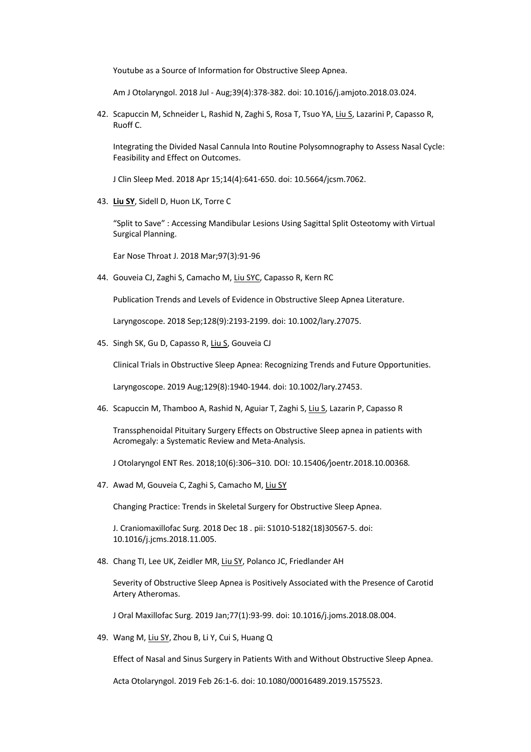Youtube as a Source of Information for Obstructive Sleep Apnea.

Am J Otolaryngol. 2018 Jul - Aug;39(4):378-382. doi: 10.1016/j.amjoto.2018.03.024.

42. Scapuccin M, Schneider L, Rashid N, Zaghi S, Rosa T, Tsuo YA, Liu S, Lazarini P, Capasso R, Ruoff C.

    Integrating the Divided Nasal Cannula Into Routine Polysomnography to Assess Nasal Cycle: Feasibility and Effect on Outcomes.

    J Clin Sleep Med. 2018 Apr 15;14(4):641-650. doi: 10.5664/jcsm.7062.

43. **Liu SY**, Sidell D, Huon LK, Torre C

    "Split to Save" : Accessing Mandibular Lesions Using Sagittal Split Osteotomy with Virtual Surgical Planning.

    Ear Nose Throat J. 2018 Mar;97(3):91-96

44. Gouveia CJ, Zaghi S, Camacho M, Liu SYC, Capasso R, Kern RC

    Publication Trends and Levels of Evidence in Obstructive Sleep Apnea Literature.

    Laryngoscope. 2018 Sep;128(9):2193-2199. doi: 10.1002/lary.27075.

45. Singh SK, Gu D, Capasso R, Liu S, Gouveia CJ

    Clinical Trials in Obstructive Sleep Apnea: Recognizing Trends and Future Opportunities.

    Laryngoscope. 2019 Aug;129(8):1940-1944. doi: 10.1002/lary.27453.

46. Scapuccin M, Thamboo A, Rashid N, Aguiar T, Zaghi S, Liu S, Lazarin P, Capasso R

    Transsphenoidal Pituitary Surgery Effects on Obstructive Sleep apnea in patients with Acromegaly: a Systematic Review and Meta-Analysis.

    J Otolaryngol ENT Res. 2018;10(6):306–310*.* DOI*:* 10.15406*/*joentr.2018.10.00368*.*

47. Awad M, Gouveia C, Zaghi S, Camacho M, Liu SY

    Changing Practice: Trends in Skeletal Surgery for Obstructive Sleep Apnea.

    J. Craniomaxillofac Surg. 2018 Dec 18 . pii: S1010-5182(18)30567-5. doi: 10.1016/j.jcms.2018.11.005.

48. Chang TI, Lee UK, Zeidler MR, Liu SY, Polanco JC, Friedlander AH

    Severity of Obstructive Sleep Apnea is Positively Associated with the Presence of Carotid Artery Atheromas.

    J Oral Maxillofac Surg. 2019 Jan;77(1):93-99. doi: 10.1016/j.joms.2018.08.004.

49. Wang M, Liu SY, Zhou B, Li Y, Cui S, Huang Q

    Effect of Nasal and Sinus Surgery in Patients With and Without Obstructive Sleep Apnea.

    Acta Otolaryngol. 2019 Feb 26:1-6. doi: 10.1080/00016489.2019.1575523.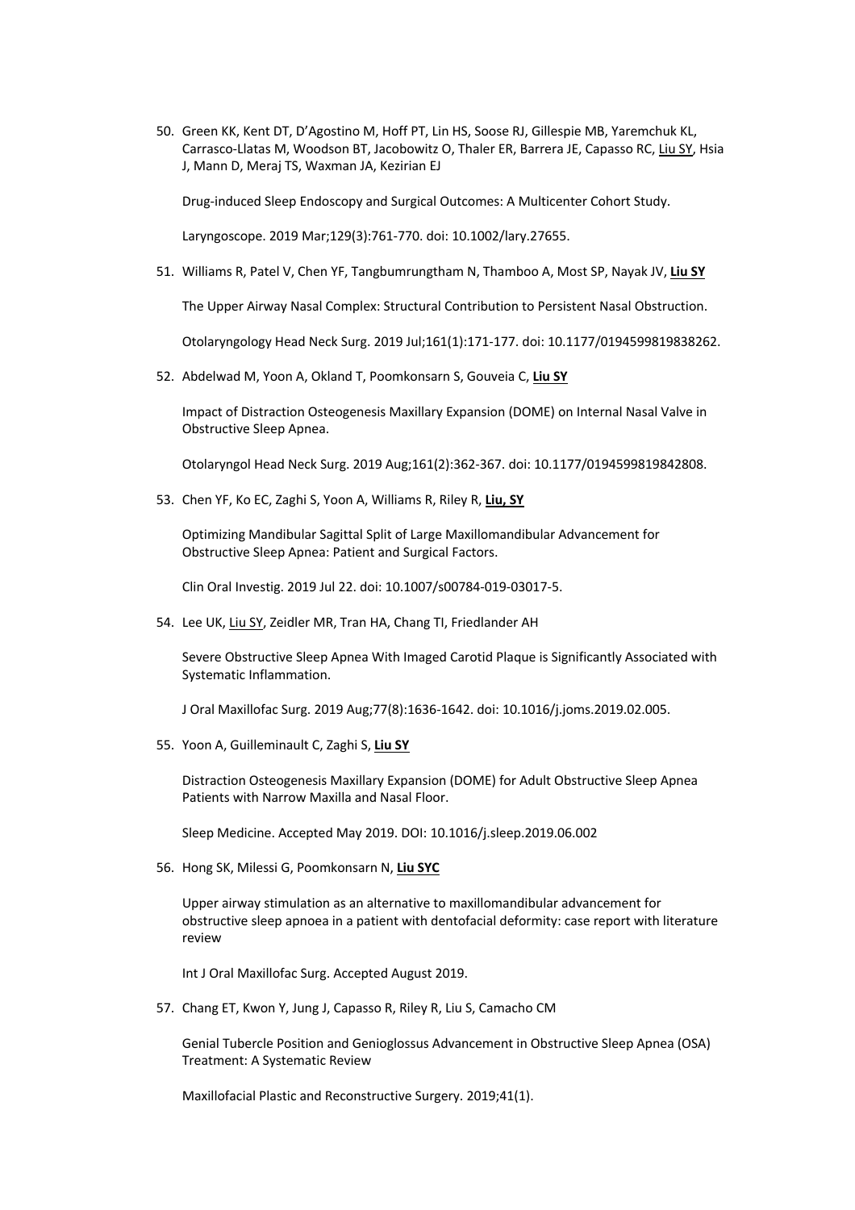50. Green KK, Kent DT, D'Agostino M, Hoff PT, Lin HS, Soose RJ, Gillespie MB, Yaremchuk KL, Carrasco-Llatas M, Woodson BT, Jacobowitz O, Thaler ER, Barrera JE, Capasso RC, Liu SY, Hsia J, Mann D, Meraj TS, Waxman JA, Kezirian EJ

    Drug-induced Sleep Endoscopy and Surgical Outcomes: A Multicenter Cohort Study.

    Laryngoscope. 2019 Mar;129(3):761-770. doi: 10.1002/lary.27655.

51. Williams R, Patel V, Chen YF, Tangbumrungtham N, Thamboo A, Most SP, Nayak JV, **Liu SY**

    The Upper Airway Nasal Complex: Structural Contribution to Persistent Nasal Obstruction.

    Otolaryngology Head Neck Surg. 2019 Jul;161(1):171-177. doi: 10.1177/0194599819838262.

52. Abdelwad M, Yoon A, Okland T, Poomkonsarn S, Gouveia C, **Liu SY**

    Impact of Distraction Osteogenesis Maxillary Expansion (DOME) on Internal Nasal Valve in Obstructive Sleep Apnea.

    Otolaryngol Head Neck Surg. 2019 Aug;161(2):362-367. doi: 10.1177/0194599819842808.

53. Chen YF, Ko EC, Zaghi S, Yoon A, Williams R, Riley R, **Liu, SY**

    Optimizing Mandibular Sagittal Split of Large Maxillomandibular Advancement for Obstructive Sleep Apnea: Patient and Surgical Factors.

    Clin Oral Investig. 2019 Jul 22. doi: 10.1007/s00784-019-03017-5.

54. Lee UK, Liu SY, Zeidler MR, Tran HA, Chang TI, Friedlander AH

    Severe Obstructive Sleep Apnea With Imaged Carotid Plaque is Significantly Associated with Systematic Inflammation.

    J Oral Maxillofac Surg. 2019 Aug;77(8):1636-1642. doi: 10.1016/j.joms.2019.02.005.

55. Yoon A, Guilleminault C, Zaghi S, **Liu SY**

    Distraction Osteogenesis Maxillary Expansion (DOME) for Adult Obstructive Sleep Apnea Patients with Narrow Maxilla and Nasal Floor.

    Sleep Medicine. Accepted May 2019. DOI: 10.1016/j.sleep.2019.06.002

56. Hong SK, Milessi G, Poomkonsarn N, **Liu SYC**

    Upper airway stimulation as an alternative to maxillomandibular advancement for obstructive sleep apnoea in a patient with dentofacial deformity: case report with literature review

    Int J Oral Maxillofac Surg. Accepted August 2019.

57. Chang ET, Kwon Y, Jung J, Capasso R, Riley R, Liu S, Camacho CM

    Genial Tubercle Position and Genioglossus Advancement in Obstructive Sleep Apnea (OSA) Treatment: A Systematic Review

    Maxillofacial Plastic and Reconstructive Surgery. 2019;41(1).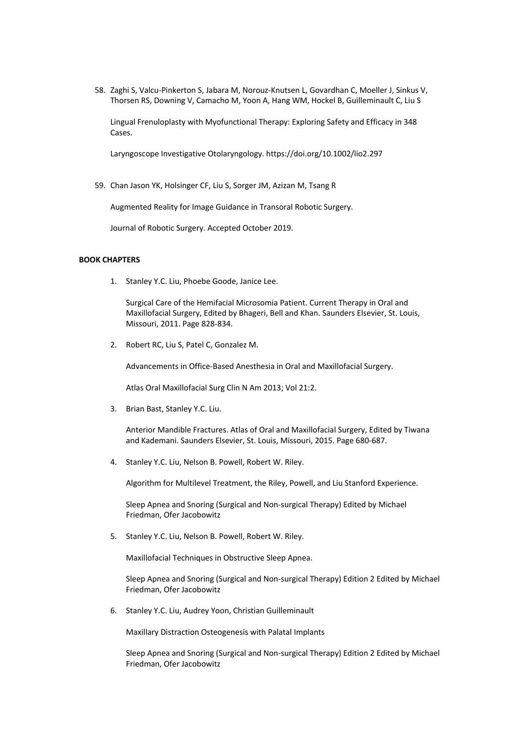58. Zaghi S, Valcu-Pinkerton S, Jabara M, Norouz-Knutsen L, Govardhan C, Moeller J, Sinkus V, Thorsen RS, Downing V, Camacho M, Yoon A, Hang WM, Hockel B, Guilleminault C, Liu S

    Lingual Frenuloplasty with Myofunctional Therapy: Exploring Safety and Efficacy in 348 Cases.

    Laryngoscope Investigative Otolaryngology. https://doi.org/10.1002/lio2.297

59. Chan Jason YK, Holsinger CF, Liu S, Sorger JM, Azizan M, Tsang R

    Augmented Reality for Image Guidance in Transoral Robotic Surgery.

    Journal of Robotic Surgery. Accepted October 2019.

**BOOK CHAPTERS**

1. Stanley Y.C. Liu, Phoebe Goode, Janice Lee.

   Surgical Care of the Hemifacial Microsomia Patient. Current Therapy in Oral and Maxillofacial Surgery, Edited by Bhageri, Bell and Khan. Saunders Elsevier, St. Louis, Missouri, 2011. Page 828-834.

2. Robert RC, Liu S, Patel C, Gonzalez M.

   Advancements in Office-Based Anesthesia in Oral and Maxillofacial Surgery.

   Atlas Oral Maxillofacial Surg Clin N Am 2013; Vol 21:2.

3. Brian Bast, Stanley Y.C. Liu.

   Anterior Mandible Fractures. Atlas of Oral and Maxillofacial Surgery, Edited by Tiwana and Kademani. Saunders Elsevier, St. Louis, Missouri, 2015. Page 680-687.

4. Stanley Y.C. Liu, Nelson B. Powell, Robert W. Riley.

   Algorithm for Multilevel Treatment, the Riley, Powell, and Liu Stanford Experience.

   Sleep Apnea and Snoring (Surgical and Non-surgical Therapy) Edited by Michael Friedman, Ofer Jacobowitz

5. Stanley Y.C. Liu, Nelson B. Powell, Robert W. Riley.

   Maxillofacial Techniques in Obstructive Sleep Apnea.

   Sleep Apnea and Snoring (Surgical and Non-surgical Therapy) Edition 2 Edited by Michael Friedman, Ofer Jacobowitz

6. Stanley Y.C. Liu, Audrey Yoon, Christian Guilleminault

   Maxillary Distraction Osteogenesis with Palatal Implants

   Sleep Apnea and Snoring (Surgical and Non-surgical Therapy) Edition 2 Edited by Michael Friedman, Ofer Jacobowitz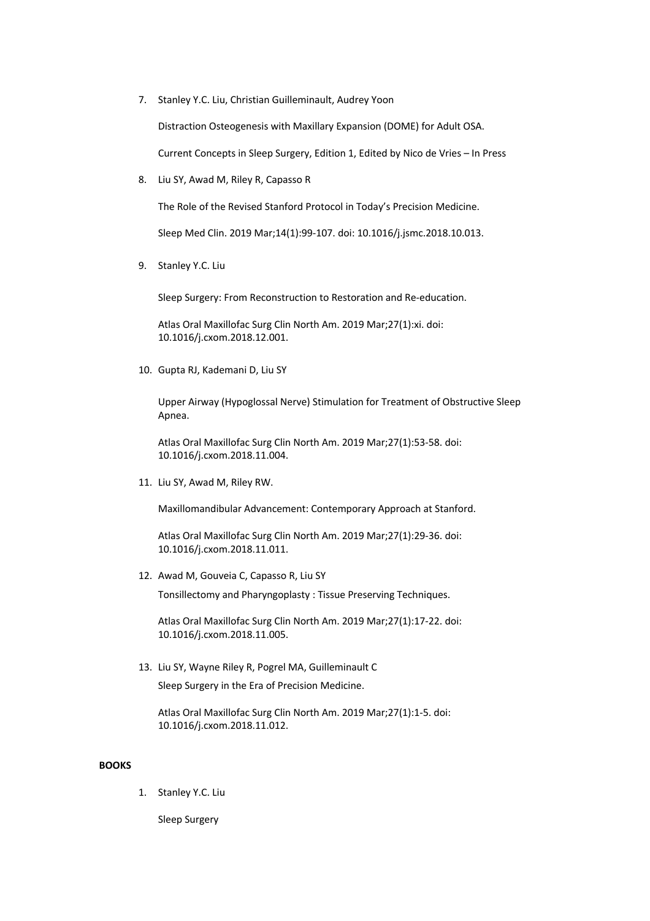7. Stanley Y.C. Liu, Christian Guilleminault, Audrey Yoon

   Distraction Osteogenesis with Maxillary Expansion (DOME) for Adult OSA.

   Current Concepts in Sleep Surgery, Edition 1, Edited by Nico de Vries – In Press

8. Liu SY, Awad M, Riley R, Capasso R

   The Role of the Revised Stanford Protocol in Today's Precision Medicine.

   Sleep Med Clin. 2019 Mar;14(1):99-107. doi: 10.1016/j.jsmc.2018.10.013.

9. Stanley Y.C. Liu

   Sleep Surgery: From Reconstruction to Restoration and Re-education.

   Atlas Oral Maxillofac Surg Clin North Am. 2019 Mar;27(1):xi. doi: 10.1016/j.cxom.2018.12.001.

10. Gupta RJ, Kademani D, Liu SY

    Upper Airway (Hypoglossal Nerve) Stimulation for Treatment of Obstructive Sleep Apnea.

    Atlas Oral Maxillofac Surg Clin North Am. 2019 Mar;27(1):53-58. doi: 10.1016/j.cxom.2018.11.004.

11. Liu SY, Awad M, Riley RW.

    Maxillomandibular Advancement: Contemporary Approach at Stanford.

    Atlas Oral Maxillofac Surg Clin North Am. 2019 Mar;27(1):29-36. doi: 10.1016/j.cxom.2018.11.011.

12. Awad M, Gouveia C, Capasso R, Liu SY

    Tonsillectomy and Pharyngoplasty : Tissue Preserving Techniques.

    Atlas Oral Maxillofac Surg Clin North Am. 2019 Mar;27(1):17-22. doi: 10.1016/j.cxom.2018.11.005.

13. Liu SY, Wayne Riley R, Pogrel MA, Guilleminault C

    Sleep Surgery in the Era of Precision Medicine.

    Atlas Oral Maxillofac Surg Clin North Am. 2019 Mar;27(1):1-5. doi: 10.1016/j.cxom.2018.11.012.

**BOOKS**

1. Stanley Y.C. Liu

   Sleep Surgery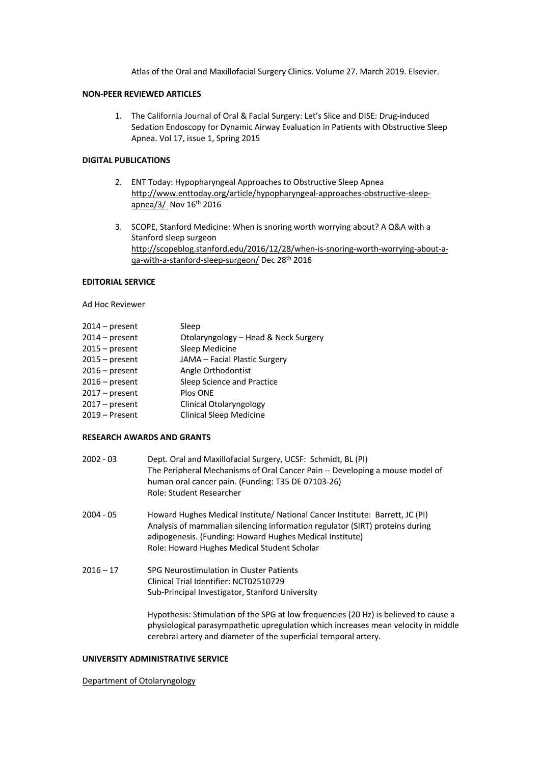Atlas of the Oral and Maxillofacial Surgery Clinics. Volume 27. March 2019. Elsevier.

**NON-PEER REVIEWED ARTICLES**

1. The California Journal of Oral & Facial Surgery: Let's Slice and DISE: Drug-induced Sedation Endoscopy for Dynamic Airway Evaluation in Patients with Obstructive Sleep Apnea. Vol 17, issue 1, Spring 2015

**DIGITAL PUBLICATIONS**

2. ENT Today: Hypopharyngeal Approaches to Obstructive Sleep Apnea http://www.enttoday.org/article/hypopharyngeal-approaches-obstructive-sleep-apnea/3/ Nov 16th 2016

3. SCOPE, Stanford Medicine: When is snoring worth worrying about? A Q&A with a Stanford sleep surgeon http://scopeblog.stanford.edu/2016/12/28/when-is-snoring-worth-worrying-about-a-qa-with-a-stanford-sleep-surgeon/ Dec 28th 2016

**EDITORIAL SERVICE**

Ad Hoc Reviewer

| | |
|---|---|
| 2014 – present | Sleep |
| 2014 – present | Otolaryngology – Head & Neck Surgery |
| 2015 – present | Sleep Medicine |
| 2015 – present | JAMA – Facial Plastic Surgery |
| 2016 – present | Angle Orthodontist |
| 2016 – present | Sleep Science and Practice |
| 2017 – present | Plos ONE |
| 2017 – present | Clinical Otolaryngology |
| 2019 – Present | Clinical Sleep Medicine |

**RESEARCH AWARDS AND GRANTS**

2002 - 03 Dept. Oral and Maxillofacial Surgery, UCSF: Schmidt, BL (PI)
The Peripheral Mechanisms of Oral Cancer Pain -- Developing a mouse model of human oral cancer pain. (Funding: T35 DE 07103-26)
Role: Student Researcher

2004 - 05 Howard Hughes Medical Institute/ National Cancer Institute: Barrett, JC (PI)
Analysis of mammalian silencing information regulator (SIRT) proteins during adipogenesis. (Funding: Howard Hughes Medical Institute)
Role: Howard Hughes Medical Student Scholar

2016 – 17 SPG Neurostimulation in Cluster Patients
Clinical Trial Identifier: NCT02510729
Sub-Principal Investigator, Stanford University

Hypothesis: Stimulation of the SPG at low frequencies (20 Hz) is believed to cause a physiological parasympathetic upregulation which increases mean velocity in middle cerebral artery and diameter of the superficial temporal artery.

**UNIVERSITY ADMINISTRATIVE SERVICE**

Department of Otolaryngology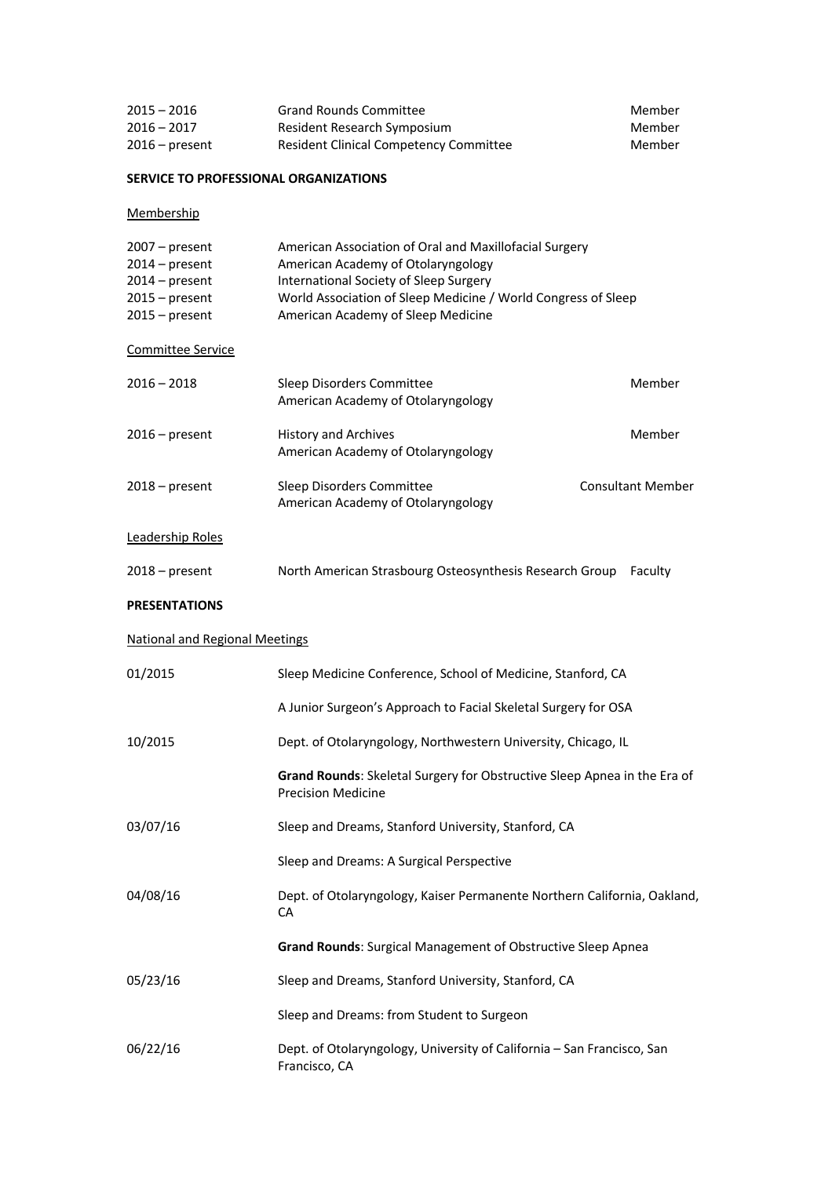| | | |
|---|---|---|
| 2015 – 2016 | Grand Rounds Committee | Member |
| 2016 – 2017 | Resident Research Symposium | Member |
| 2016 – present | Resident Clinical Competency Committee | Member |

**SERVICE TO PROFESSIONAL ORGANIZATIONS**

Membership

| | |
|---|---|
| 2007 – present | American Association of Oral and Maxillofacial Surgery |
| 2014 – present | American Academy of Otolaryngology |
| 2014 – present | International Society of Sleep Surgery |
| 2015 – present | World Association of Sleep Medicine / World Congress of Sleep |
| 2015 – present | American Academy of Sleep Medicine |

Committee Service

| | | |
|---|---|---|
| 2016 – 2018 | Sleep Disorders Committee<br>American Academy of Otolaryngology | Member |
| 2016 – present | History and Archives<br>American Academy of Otolaryngology | Member |
| 2018 – present | Sleep Disorders Committee<br>American Academy of Otolaryngology | Consultant Member |

Leadership Roles

| | | |
|---|---|---|
| 2018 – present | North American Strasbourg Osteosynthesis Research Group | Faculty |

**PRESENTATIONS**

National and Regional Meetings

01/2015 Sleep Medicine Conference, School of Medicine, Stanford, CA

A Junior Surgeon's Approach to Facial Skeletal Surgery for OSA

10/2015 Dept. of Otolaryngology, Northwestern University, Chicago, IL

**Grand Rounds**: Skeletal Surgery for Obstructive Sleep Apnea in the Era of Precision Medicine

03/07/16 Sleep and Dreams, Stanford University, Stanford, CA

Sleep and Dreams: A Surgical Perspective

04/08/16 Dept. of Otolaryngology, Kaiser Permanente Northern California, Oakland, CA

**Grand Rounds**: Surgical Management of Obstructive Sleep Apnea

05/23/16 Sleep and Dreams, Stanford University, Stanford, CA

Sleep and Dreams: from Student to Surgeon

06/22/16 Dept. of Otolaryngology, University of California – San Francisco, San Francisco, CA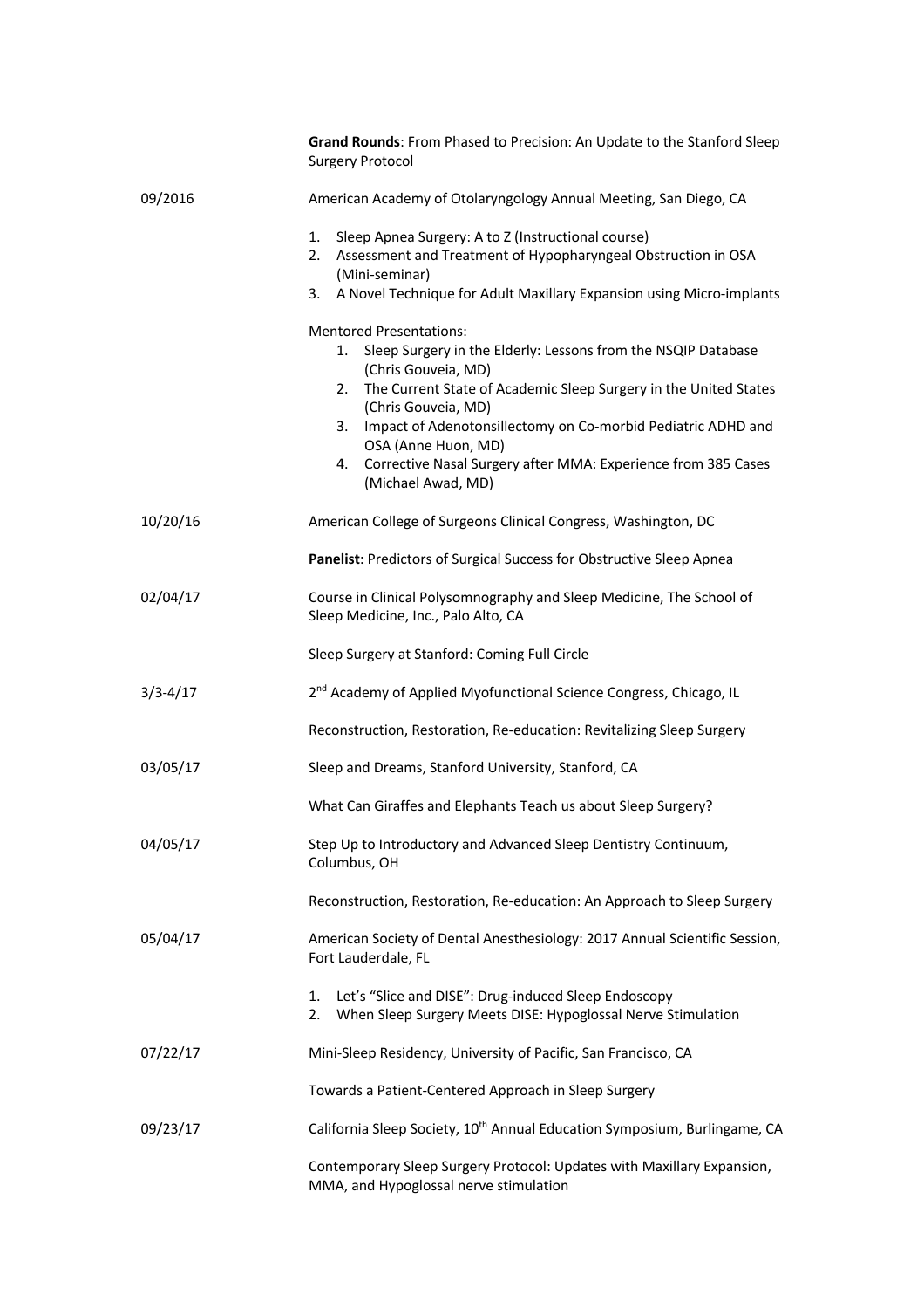**Grand Rounds**: From Phased to Precision: An Update to the Stanford Sleep Surgery Protocol

09/2016 — American Academy of Otolaryngology Annual Meeting, San Diego, CA

1. Sleep Apnea Surgery: A to Z (Instructional course)
2. Assessment and Treatment of Hypopharyngeal Obstruction in OSA (Mini-seminar)
3. A Novel Technique for Adult Maxillary Expansion using Micro-implants

Mentored Presentations:

1. Sleep Surgery in the Elderly: Lessons from the NSQIP Database (Chris Gouveia, MD)
2. The Current State of Academic Sleep Surgery in the United States (Chris Gouveia, MD)
3. Impact of Adenotonsillectomy on Co-morbid Pediatric ADHD and OSA (Anne Huon, MD)
4. Corrective Nasal Surgery after MMA: Experience from 385 Cases (Michael Awad, MD)

10/20/16 — American College of Surgeons Clinical Congress, Washington, DC

**Panelist**: Predictors of Surgical Success for Obstructive Sleep Apnea

02/04/17 — Course in Clinical Polysomnography and Sleep Medicine, The School of Sleep Medicine, Inc., Palo Alto, CA

Sleep Surgery at Stanford: Coming Full Circle

3/3-4/17 — 2nd Academy of Applied Myofunctional Science Congress, Chicago, IL

Reconstruction, Restoration, Re-education: Revitalizing Sleep Surgery

03/05/17 — Sleep and Dreams, Stanford University, Stanford, CA

What Can Giraffes and Elephants Teach us about Sleep Surgery?

04/05/17 — Step Up to Introductory and Advanced Sleep Dentistry Continuum, Columbus, OH

Reconstruction, Restoration, Re-education: An Approach to Sleep Surgery

05/04/17 — American Society of Dental Anesthesiology: 2017 Annual Scientific Session, Fort Lauderdale, FL

1. Let's "Slice and DISE": Drug-induced Sleep Endoscopy
2. When Sleep Surgery Meets DISE: Hypoglossal Nerve Stimulation

07/22/17 — Mini-Sleep Residency, University of Pacific, San Francisco, CA

Towards a Patient-Centered Approach in Sleep Surgery

09/23/17 — California Sleep Society, 10th Annual Education Symposium, Burlingame, CA

Contemporary Sleep Surgery Protocol: Updates with Maxillary Expansion, MMA, and Hypoglossal nerve stimulation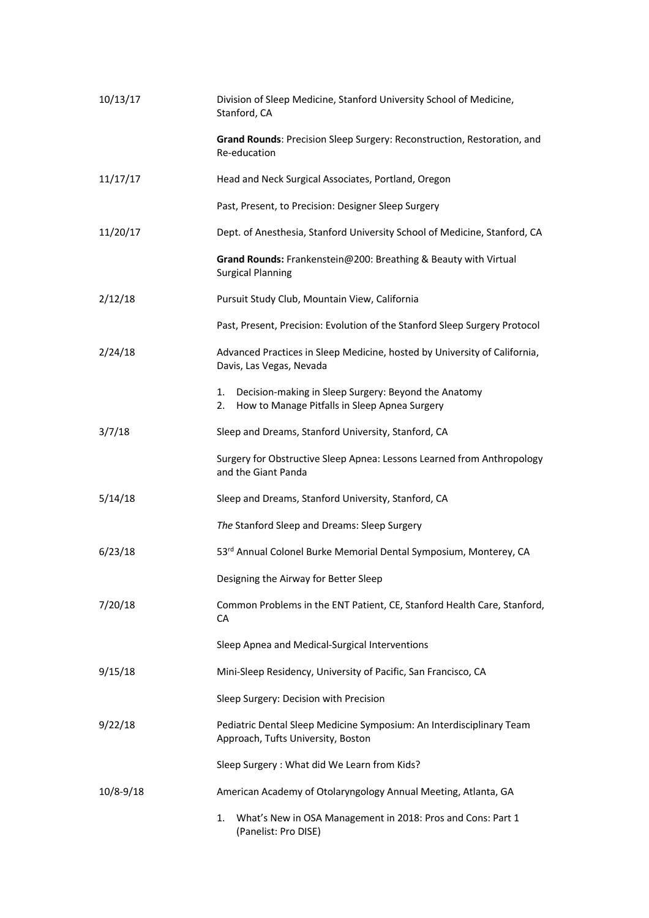| | |
|---|---|
| 10/13/17 | Division of Sleep Medicine, Stanford University School of Medicine, Stanford, CA |
| | **Grand Rounds**: Precision Sleep Surgery: Reconstruction, Restoration, and Re-education |
| 11/17/17 | Head and Neck Surgical Associates, Portland, Oregon |
| | Past, Present, to Precision: Designer Sleep Surgery |
| 11/20/17 | Dept. of Anesthesia, Stanford University School of Medicine, Stanford, CA |
| | **Grand Rounds:** Frankenstein@200: Breathing & Beauty with Virtual Surgical Planning |
| 2/12/18 | Pursuit Study Club, Mountain View, California |
| | Past, Present, Precision: Evolution of the Stanford Sleep Surgery Protocol |
| 2/24/18 | Advanced Practices in Sleep Medicine, hosted by University of California, Davis, Las Vegas, Nevada |
| | 1. Decision-making in Sleep Surgery: Beyond the Anatomy<br>2. How to Manage Pitfalls in Sleep Apnea Surgery |
| 3/7/18 | Sleep and Dreams, Stanford University, Stanford, CA |
| | Surgery for Obstructive Sleep Apnea: Lessons Learned from Anthropology and the Giant Panda |
| 5/14/18 | Sleep and Dreams, Stanford University, Stanford, CA |
| | *The* Stanford Sleep and Dreams: Sleep Surgery |
| 6/23/18 | 53rd Annual Colonel Burke Memorial Dental Symposium, Monterey, CA |
| | Designing the Airway for Better Sleep |
| 7/20/18 | Common Problems in the ENT Patient, CE, Stanford Health Care, Stanford, CA |
| | Sleep Apnea and Medical-Surgical Interventions |
| 9/15/18 | Mini-Sleep Residency, University of Pacific, San Francisco, CA |
| | Sleep Surgery: Decision with Precision |
| 9/22/18 | Pediatric Dental Sleep Medicine Symposium: An Interdisciplinary Team Approach, Tufts University, Boston |
| | Sleep Surgery : What did We Learn from Kids? |
| 10/8-9/18 | American Academy of Otolaryngology Annual Meeting, Atlanta, GA |
| | 1. What's New in OSA Management in 2018: Pros and Cons: Part 1 (Panelist: Pro DISE) |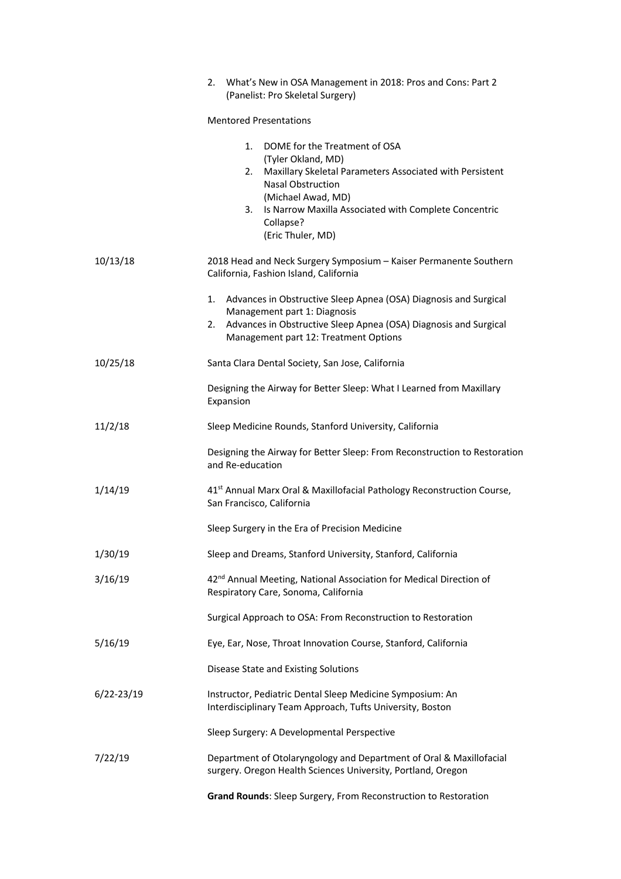2. What's New in OSA Management in 2018: Pros and Cons: Part 2 (Panelist: Pro Skeletal Surgery)

Mentored Presentations

1. DOME for the Treatment of OSA
   (Tyler Okland, MD)
2. Maxillary Skeletal Parameters Associated with Persistent Nasal Obstruction
   (Michael Awad, MD)
3. Is Narrow Maxilla Associated with Complete Concentric Collapse?
   (Eric Thuler, MD)

10/13/18 — 2018 Head and Neck Surgery Symposium – Kaiser Permanente Southern California, Fashion Island, California

1. Advances in Obstructive Sleep Apnea (OSA) Diagnosis and Surgical Management part 1: Diagnosis
2. Advances in Obstructive Sleep Apnea (OSA) Diagnosis and Surgical Management part 12: Treatment Options

10/25/18 — Santa Clara Dental Society, San Jose, California

Designing the Airway for Better Sleep: What I Learned from Maxillary Expansion

11/2/18 — Sleep Medicine Rounds, Stanford University, California

Designing the Airway for Better Sleep: From Reconstruction to Restoration and Re-education

1/14/19 — 41st Annual Marx Oral & Maxillofacial Pathology Reconstruction Course, San Francisco, California

Sleep Surgery in the Era of Precision Medicine

1/30/19 — Sleep and Dreams, Stanford University, Stanford, California

3/16/19 — 42nd Annual Meeting, National Association for Medical Direction of Respiratory Care, Sonoma, California

Surgical Approach to OSA: From Reconstruction to Restoration

5/16/19 — Eye, Ear, Nose, Throat Innovation Course, Stanford, California

Disease State and Existing Solutions

6/22-23/19 — Instructor, Pediatric Dental Sleep Medicine Symposium: An Interdisciplinary Team Approach, Tufts University, Boston

Sleep Surgery: A Developmental Perspective

7/22/19 — Department of Otolaryngology and Department of Oral & Maxillofacial surgery. Oregon Health Sciences University, Portland, Oregon

**Grand Rounds**: Sleep Surgery, From Reconstruction to Restoration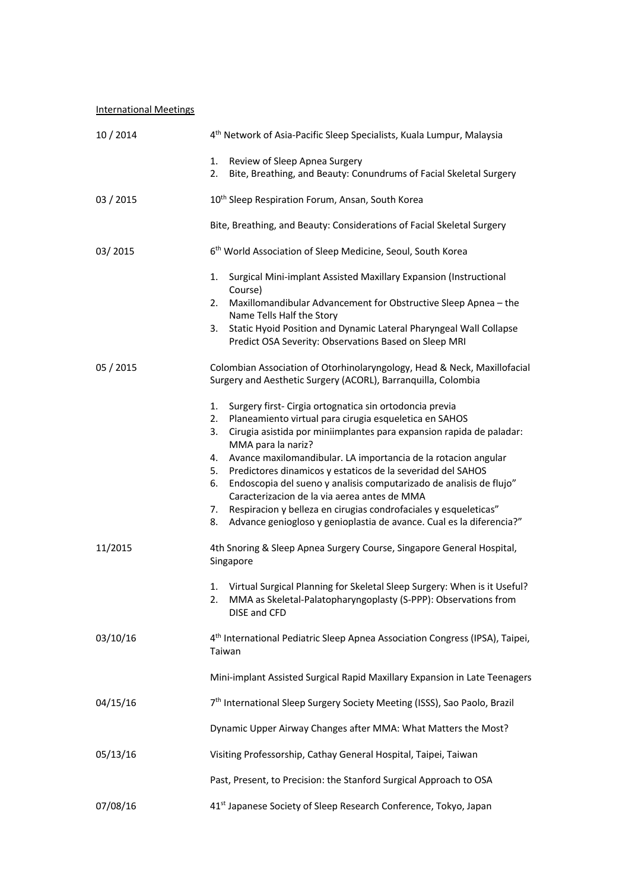International Meetings

10 / 2014 — 4th Network of Asia-Pacific Sleep Specialists, Kuala Lumpur, Malaysia

1. Review of Sleep Apnea Surgery
2. Bite, Breathing, and Beauty: Conundrums of Facial Skeletal Surgery

03 / 2015 — 10th Sleep Respiration Forum, Ansan, South Korea

Bite, Breathing, and Beauty: Considerations of Facial Skeletal Surgery

03/ 2015 — 6th World Association of Sleep Medicine, Seoul, South Korea

1. Surgical Mini-implant Assisted Maxillary Expansion (Instructional Course)
2. Maxillomandibular Advancement for Obstructive Sleep Apnea – the Name Tells Half the Story
3. Static Hyoid Position and Dynamic Lateral Pharyngeal Wall Collapse Predict OSA Severity: Observations Based on Sleep MRI

05 / 2015 — Colombian Association of Otorhinolaryngology, Head & Neck, Maxillofacial Surgery and Aesthetic Surgery (ACORL), Barranquilla, Colombia

1. Surgery first- Cirgia ortognatica sin ortodoncia previa
2. Planeamiento virtual para cirugia esqueletica en SAHOS
3. Cirugia asistida por miniimplantes para expansion rapida de paladar: MMA para la nariz?
4. Avance maxilomandibular. LA importancia de la rotacion angular
5. Predictores dinamicos y estaticos de la severidad del SAHOS
6. Endoscopia del sueno y analisis computarizado de analisis de flujo" Caracterizacion de la via aerea antes de MMA
7. Respiracion y belleza en cirugias condrofaciales y esqueleticas"
8. Advance geniogloso y genioplastia de avance. Cual es la diferencia?"

11/2015 — 4th Snoring & Sleep Apnea Surgery Course, Singapore General Hospital, Singapore

1. Virtual Surgical Planning for Skeletal Sleep Surgery: When is it Useful?
2. MMA as Skeletal-Palatopharyngoplasty (S-PPP): Observations from DISE and CFD

03/10/16 — 4th International Pediatric Sleep Apnea Association Congress (IPSA), Taipei, Taiwan

Mini-implant Assisted Surgical Rapid Maxillary Expansion in Late Teenagers

04/15/16 — 7th International Sleep Surgery Society Meeting (ISSS), Sao Paolo, Brazil

Dynamic Upper Airway Changes after MMA: What Matters the Most?

05/13/16 — Visiting Professorship, Cathay General Hospital, Taipei, Taiwan

Past, Present, to Precision: the Stanford Surgical Approach to OSA

07/08/16 — 41st Japanese Society of Sleep Research Conference, Tokyo, Japan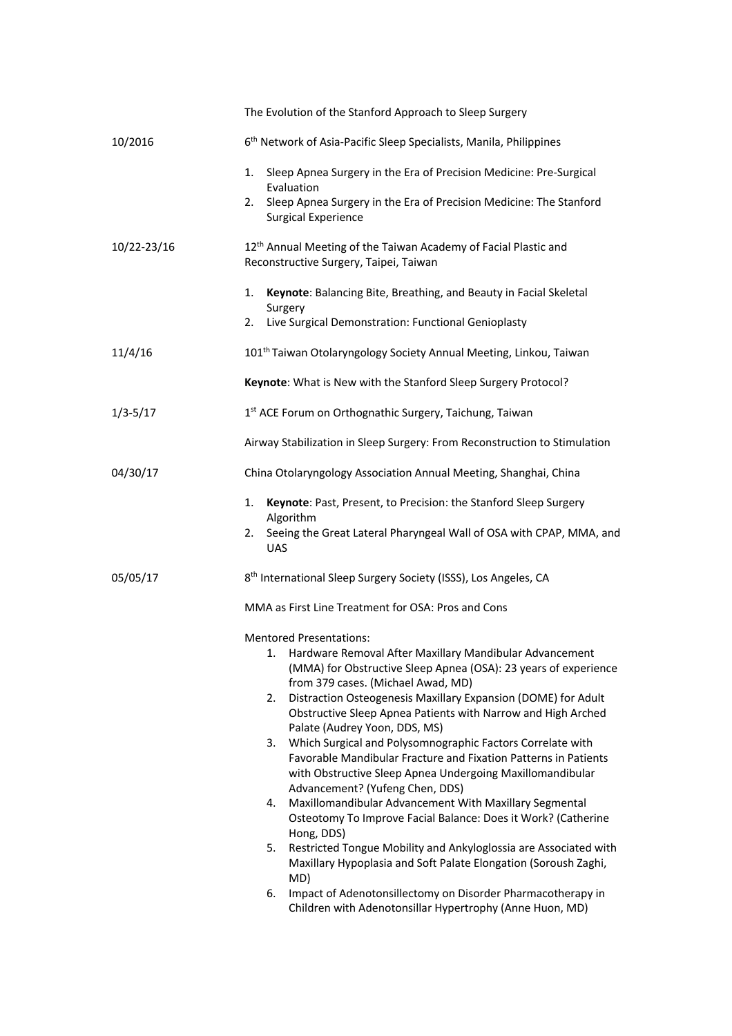The Evolution of the Stanford Approach to Sleep Surgery

10/2016 6th Network of Asia-Pacific Sleep Specialists, Manila, Philippines

1. Sleep Apnea Surgery in the Era of Precision Medicine: Pre-Surgical Evaluation
2. Sleep Apnea Surgery in the Era of Precision Medicine: The Stanford Surgical Experience

10/22-23/16 12th Annual Meeting of the Taiwan Academy of Facial Plastic and Reconstructive Surgery, Taipei, Taiwan

1. **Keynote**: Balancing Bite, Breathing, and Beauty in Facial Skeletal Surgery
2. Live Surgical Demonstration: Functional Genioplasty

11/4/16 101th Taiwan Otolaryngology Society Annual Meeting, Linkou, Taiwan

**Keynote**: What is New with the Stanford Sleep Surgery Protocol?

1/3-5/17 1st ACE Forum on Orthognathic Surgery, Taichung, Taiwan

Airway Stabilization in Sleep Surgery: From Reconstruction to Stimulation

04/30/17 China Otolaryngology Association Annual Meeting, Shanghai, China

1. **Keynote**: Past, Present, to Precision: the Stanford Sleep Surgery Algorithm
2. Seeing the Great Lateral Pharyngeal Wall of OSA with CPAP, MMA, and UAS

05/05/17 8th International Sleep Surgery Society (ISSS), Los Angeles, CA

MMA as First Line Treatment for OSA: Pros and Cons

Mentored Presentations:

1. Hardware Removal After Maxillary Mandibular Advancement (MMA) for Obstructive Sleep Apnea (OSA): 23 years of experience from 379 cases. (Michael Awad, MD)
2. Distraction Osteogenesis Maxillary Expansion (DOME) for Adult Obstructive Sleep Apnea Patients with Narrow and High Arched Palate (Audrey Yoon, DDS, MS)
3. Which Surgical and Polysomnographic Factors Correlate with Favorable Mandibular Fracture and Fixation Patterns in Patients with Obstructive Sleep Apnea Undergoing Maxillomandibular Advancement? (Yufeng Chen, DDS)
4. Maxillomandibular Advancement With Maxillary Segmental Osteotomy To Improve Facial Balance: Does it Work? (Catherine Hong, DDS)
5. Restricted Tongue Mobility and Ankyloglossia are Associated with Maxillary Hypoplasia and Soft Palate Elongation (Soroush Zaghi, MD)
6. Impact of Adenotonsillectomy on Disorder Pharmacotherapy in Children with Adenotonsillar Hypertrophy (Anne Huon, MD)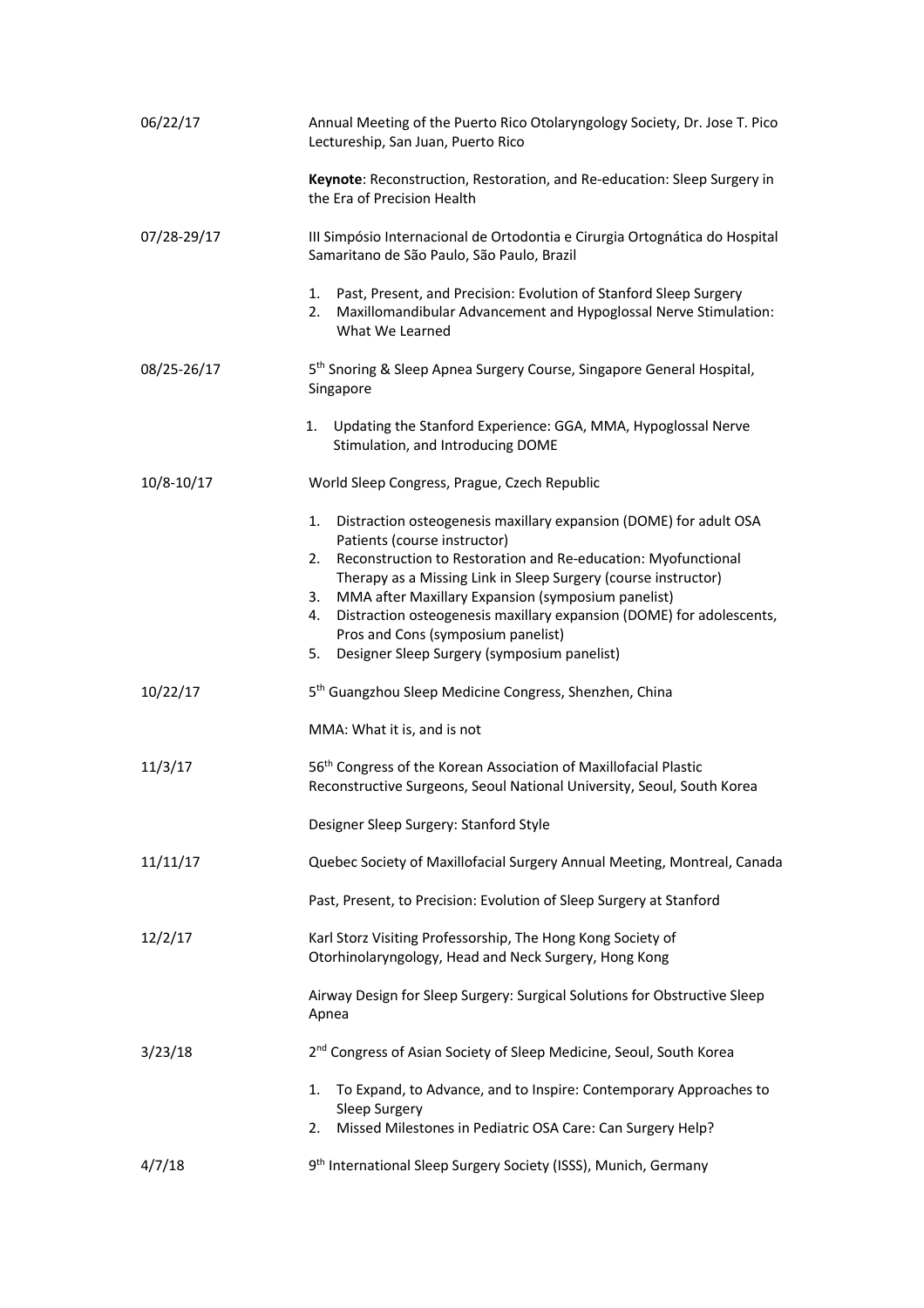06/22/17 Annual Meeting of the Puerto Rico Otolaryngology Society, Dr. Jose T. Pico Lectureship, San Juan, Puerto Rico

**Keynote**: Reconstruction, Restoration, and Re-education: Sleep Surgery in the Era of Precision Health

07/28-29/17 III Simpósio Internacional de Ortodontia e Cirurgia Ortognática do Hospital Samaritano de São Paulo, São Paulo, Brazil

1. Past, Present, and Precision: Evolution of Stanford Sleep Surgery
2. Maxillomandibular Advancement and Hypoglossal Nerve Stimulation: What We Learned

08/25-26/17 5th Snoring & Sleep Apnea Surgery Course, Singapore General Hospital, Singapore

1. Updating the Stanford Experience: GGA, MMA, Hypoglossal Nerve Stimulation, and Introducing DOME

10/8-10/17 World Sleep Congress, Prague, Czech Republic

1. Distraction osteogenesis maxillary expansion (DOME) for adult OSA Patients (course instructor)
2. Reconstruction to Restoration and Re-education: Myofunctional Therapy as a Missing Link in Sleep Surgery (course instructor)
3. MMA after Maxillary Expansion (symposium panelist)
4. Distraction osteogenesis maxillary expansion (DOME) for adolescents, Pros and Cons (symposium panelist)
5. Designer Sleep Surgery (symposium panelist)

10/22/17 5th Guangzhou Sleep Medicine Congress, Shenzhen, China

MMA: What it is, and is not

11/3/17 56th Congress of the Korean Association of Maxillofacial Plastic Reconstructive Surgeons, Seoul National University, Seoul, South Korea

Designer Sleep Surgery: Stanford Style

11/11/17 Quebec Society of Maxillofacial Surgery Annual Meeting, Montreal, Canada

Past, Present, to Precision: Evolution of Sleep Surgery at Stanford

12/2/17 Karl Storz Visiting Professorship, The Hong Kong Society of Otorhinolaryngology, Head and Neck Surgery, Hong Kong

Airway Design for Sleep Surgery: Surgical Solutions for Obstructive Sleep Apnea

3/23/18 2nd Congress of Asian Society of Sleep Medicine, Seoul, South Korea

1. To Expand, to Advance, and to Inspire: Contemporary Approaches to Sleep Surgery
2. Missed Milestones in Pediatric OSA Care: Can Surgery Help?

4/7/18 9th International Sleep Surgery Society (ISSS), Munich, Germany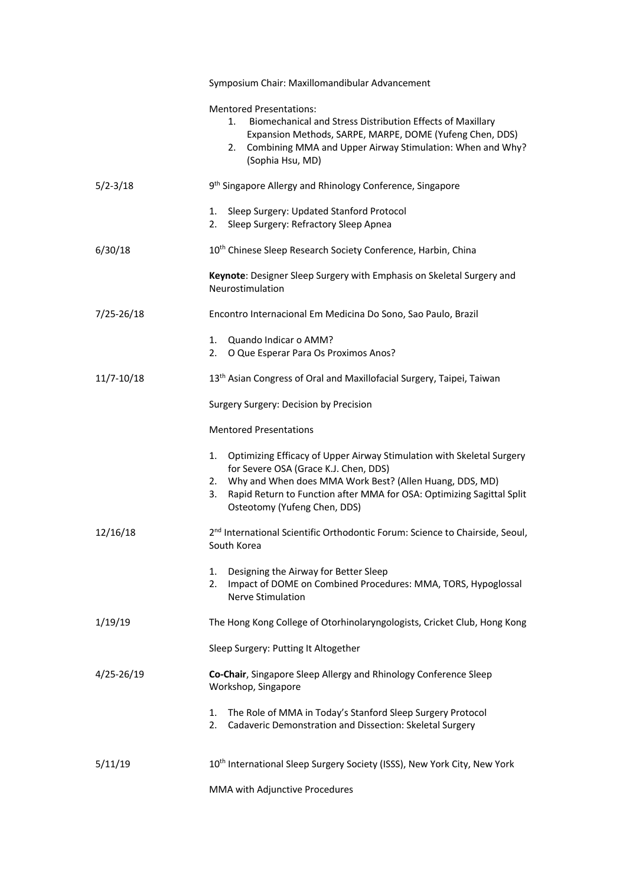Symposium Chair: Maxillomandibular Advancement

Mentored Presentations:

1. Biomechanical and Stress Distribution Effects of Maxillary Expansion Methods, SARPE, MARPE, DOME (Yufeng Chen, DDS)
2. Combining MMA and Upper Airway Stimulation: When and Why? (Sophia Hsu, MD)

5/2-3/18 — 9th Singapore Allergy and Rhinology Conference, Singapore

1. Sleep Surgery: Updated Stanford Protocol
2. Sleep Surgery: Refractory Sleep Apnea

6/30/18 — 10th Chinese Sleep Research Society Conference, Harbin, China

**Keynote**: Designer Sleep Surgery with Emphasis on Skeletal Surgery and Neurostimulation

7/25-26/18 — Encontro Internacional Em Medicina Do Sono, Sao Paulo, Brazil

1. Quando Indicar o AMM?
2. O Que Esperar Para Os Proximos Anos?

11/7-10/18 — 13th Asian Congress of Oral and Maxillofacial Surgery, Taipei, Taiwan

Surgery Surgery: Decision by Precision

Mentored Presentations

1. Optimizing Efficacy of Upper Airway Stimulation with Skeletal Surgery for Severe OSA (Grace K.J. Chen, DDS)
2. Why and When does MMA Work Best? (Allen Huang, DDS, MD)
3. Rapid Return to Function after MMA for OSA: Optimizing Sagittal Split Osteotomy (Yufeng Chen, DDS)

12/16/18 — 2nd International Scientific Orthodontic Forum: Science to Chairside, Seoul, South Korea

1. Designing the Airway for Better Sleep
2. Impact of DOME on Combined Procedures: MMA, TORS, Hypoglossal Nerve Stimulation

1/19/19 — The Hong Kong College of Otorhinolaryngologists, Cricket Club, Hong Kong

Sleep Surgery: Putting It Altogether

4/25-26/19 — **Co-Chair**, Singapore Sleep Allergy and Rhinology Conference Sleep Workshop, Singapore

1. The Role of MMA in Today's Stanford Sleep Surgery Protocol
2. Cadaveric Demonstration and Dissection: Skeletal Surgery

5/11/19 — 10th International Sleep Surgery Society (ISSS), New York City, New York

MMA with Adjunctive Procedures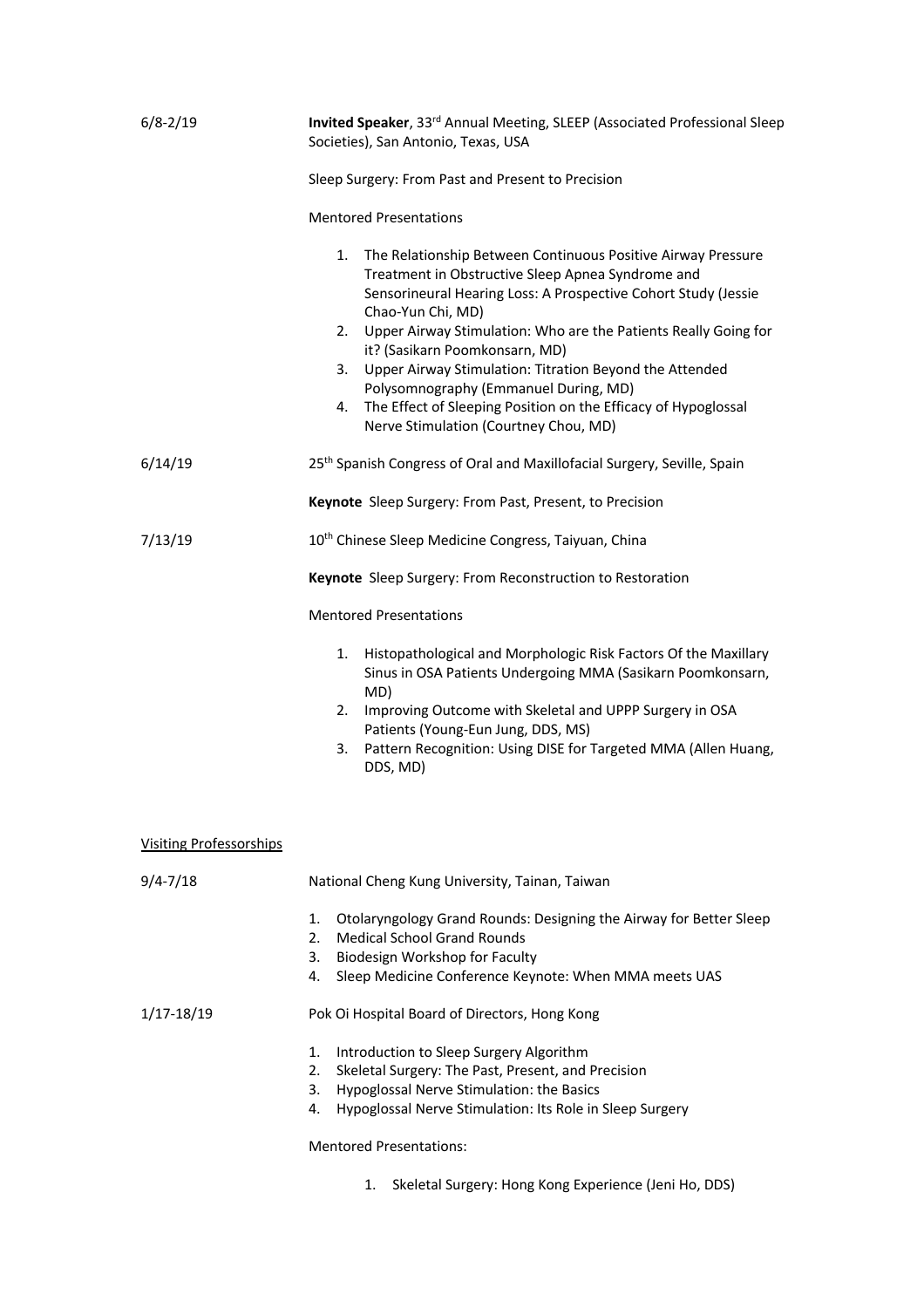6/8-2/19 **Invited Speaker**, 33rd Annual Meeting, SLEEP (Associated Professional Sleep Societies), San Antonio, Texas, USA

Sleep Surgery: From Past and Present to Precision

Mentored Presentations

1. The Relationship Between Continuous Positive Airway Pressure Treatment in Obstructive Sleep Apnea Syndrome and Sensorineural Hearing Loss: A Prospective Cohort Study (Jessie Chao-Yun Chi, MD)
2. Upper Airway Stimulation: Who are the Patients Really Going for it? (Sasikarn Poomkonsarn, MD)
3. Upper Airway Stimulation: Titration Beyond the Attended Polysomnography (Emmanuel During, MD)
4. The Effect of Sleeping Position on the Efficacy of Hypoglossal Nerve Stimulation (Courtney Chou, MD)

6/14/19 25th Spanish Congress of Oral and Maxillofacial Surgery, Seville, Spain

**Keynote** Sleep Surgery: From Past, Present, to Precision

7/13/19 10th Chinese Sleep Medicine Congress, Taiyuan, China

**Keynote** Sleep Surgery: From Reconstruction to Restoration

Mentored Presentations

1. Histopathological and Morphologic Risk Factors Of the Maxillary Sinus in OSA Patients Undergoing MMA (Sasikarn Poomkonsarn, MD)
2. Improving Outcome with Skeletal and UPPP Surgery in OSA Patients (Young-Eun Jung, DDS, MS)
3. Pattern Recognition: Using DISE for Targeted MMA (Allen Huang, DDS, MD)

Visiting Professorships

9/4-7/18 National Cheng Kung University, Tainan, Taiwan

1. Otolaryngology Grand Rounds: Designing the Airway for Better Sleep
2. Medical School Grand Rounds
3. Biodesign Workshop for Faculty
4. Sleep Medicine Conference Keynote: When MMA meets UAS

1/17-18/19 Pok Oi Hospital Board of Directors, Hong Kong

1. Introduction to Sleep Surgery Algorithm
2. Skeletal Surgery: The Past, Present, and Precision
3. Hypoglossal Nerve Stimulation: the Basics
4. Hypoglossal Nerve Stimulation: Its Role in Sleep Surgery

Mentored Presentations:

1. Skeletal Surgery: Hong Kong Experience (Jeni Ho, DDS)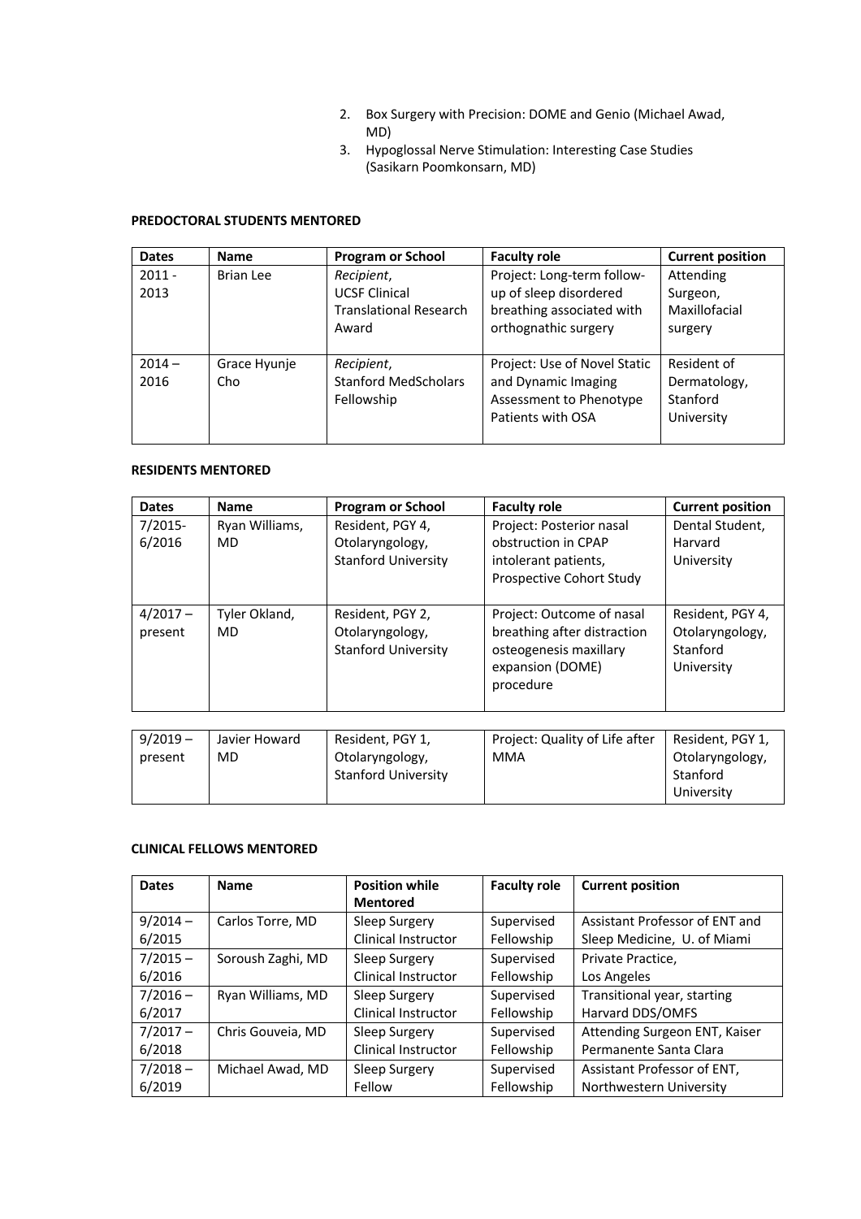2. Box Surgery with Precision: DOME and Genio (Michael Awad, MD)
3. Hypoglossal Nerve Stimulation: Interesting Case Studies (Sasikarn Poomkonsarn, MD)

**PREDOCTORAL STUDENTS MENTORED**

| Dates | Name | Program or School | Faculty role | Current position |
|---|---|---|---|---|
| 2011 - 2013 | Brian Lee | *Recipient*, UCSF Clinical Translational Research Award | Project: Long-term follow-up of sleep disordered breathing associated with orthognathic surgery | Attending Surgeon, Maxillofacial surgery |
| 2014 – 2016 | Grace Hyunje Cho | *Recipient*, Stanford MedScholars Fellowship | Project: Use of Novel Static and Dynamic Imaging Assessment to Phenotype Patients with OSA | Resident of Dermatology, Stanford University |

**RESIDENTS MENTORED**

| Dates | Name | Program or School | Faculty role | Current position |
|---|---|---|---|---|
| 7/2015-6/2016 | Ryan Williams, MD | Resident, PGY 4, Otolaryngology, Stanford University | Project: Posterior nasal obstruction in CPAP intolerant patients, Prospective Cohort Study | Dental Student, Harvard University |
| 4/2017 – present | Tyler Okland, MD | Resident, PGY 2, Otolaryngology, Stanford University | Project: Outcome of nasal breathing after distraction osteogenesis maxillary expansion (DOME) procedure | Resident, PGY 4, Otolaryngology, Stanford University |
| 9/2019 – present | Javier Howard MD | Resident, PGY 1, Otolaryngology, Stanford University | Project: Quality of Life after MMA | Resident, PGY 1, Otolaryngology, Stanford University |

**CLINICAL FELLOWS MENTORED**

| Dates | Name | Position while Mentored | Faculty role | Current position |
|---|---|---|---|---|
| 9/2014 – 6/2015 | Carlos Torre, MD | Sleep Surgery Clinical Instructor | Supervised Fellowship | Assistant Professor of ENT and Sleep Medicine, U. of Miami |
| 7/2015 – 6/2016 | Soroush Zaghi, MD | Sleep Surgery Clinical Instructor | Supervised Fellowship | Private Practice, Los Angeles |
| 7/2016 – 6/2017 | Ryan Williams, MD | Sleep Surgery Clinical Instructor | Supervised Fellowship | Transitional year, starting Harvard DDS/OMFS |
| 7/2017 – 6/2018 | Chris Gouveia, MD | Sleep Surgery Clinical Instructor | Supervised Fellowship | Attending Surgeon ENT, Kaiser Permanente Santa Clara |
| 7/2018 – 6/2019 | Michael Awad, MD | Sleep Surgery Fellow | Supervised Fellowship | Assistant Professor of ENT, Northwestern University |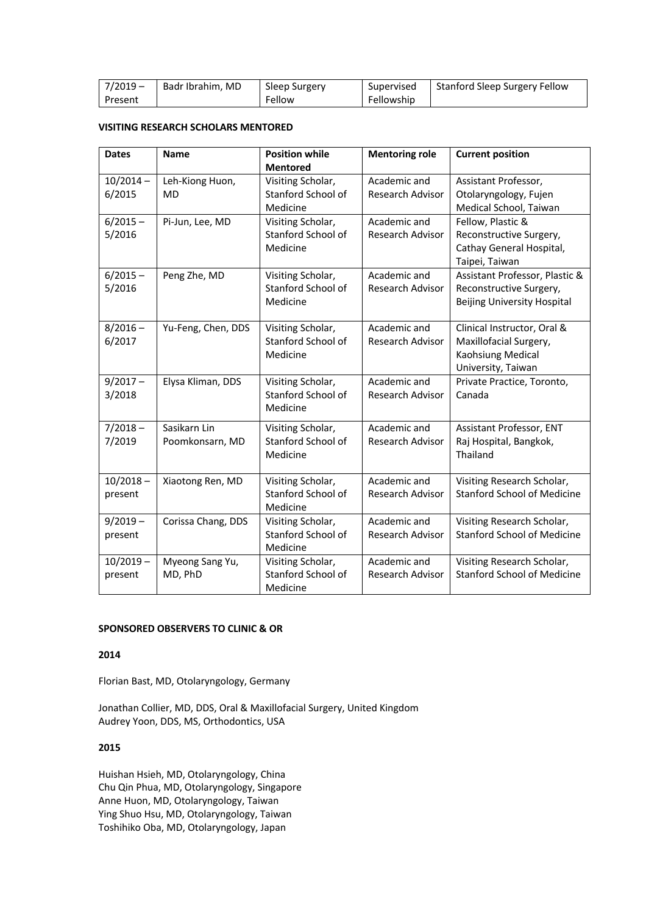| 7/2019 – Present | Badr Ibrahim, MD | Sleep Surgery Fellow | Supervised Fellowship | Stanford Sleep Surgery Fellow |
|---|---|---|---|---|

**VISITING RESEARCH SCHOLARS MENTORED**

| Dates | Name | Position while Mentored | Mentoring role | Current position |
|---|---|---|---|---|
| 10/2014 – 6/2015 | Leh-Kiong Huon, MD | Visiting Scholar, Stanford School of Medicine | Academic and Research Advisor | Assistant Professor, Otolaryngology, Fujen Medical School, Taiwan |
| 6/2015 – 5/2016 | Pi-Jun, Lee, MD | Visiting Scholar, Stanford School of Medicine | Academic and Research Advisor | Fellow, Plastic & Reconstructive Surgery, Cathay General Hospital, Taipei, Taiwan |
| 6/2015 – 5/2016 | Peng Zhe, MD | Visiting Scholar, Stanford School of Medicine | Academic and Research Advisor | Assistant Professor, Plastic & Reconstructive Surgery, Beijing University Hospital |
| 8/2016 – 6/2017 | Yu-Feng, Chen, DDS | Visiting Scholar, Stanford School of Medicine | Academic and Research Advisor | Clinical Instructor, Oral & Maxillofacial Surgery, Kaohsiung Medical University, Taiwan |
| 9/2017 – 3/2018 | Elysa Kliman, DDS | Visiting Scholar, Stanford School of Medicine | Academic and Research Advisor | Private Practice, Toronto, Canada |
| 7/2018 – 7/2019 | Sasikarn Lin Poomkonsarn, MD | Visiting Scholar, Stanford School of Medicine | Academic and Research Advisor | Assistant Professor, ENT Raj Hospital, Bangkok, Thailand |
| 10/2018 – present | Xiaotong Ren, MD | Visiting Scholar, Stanford School of Medicine | Academic and Research Advisor | Visiting Research Scholar, Stanford School of Medicine |
| 9/2019 – present | Corissa Chang, DDS | Visiting Scholar, Stanford School of Medicine | Academic and Research Advisor | Visiting Research Scholar, Stanford School of Medicine |
| 10/2019 – present | Myeong Sang Yu, MD, PhD | Visiting Scholar, Stanford School of Medicine | Academic and Research Advisor | Visiting Research Scholar, Stanford School of Medicine |

**SPONSORED OBSERVERS TO CLINIC & OR**

**2014**

Florian Bast, MD, Otolaryngology, Germany

Jonathan Collier, MD, DDS, Oral & Maxillofacial Surgery, United Kingdom
Audrey Yoon, DDS, MS, Orthodontics, USA

**2015**

Huishan Hsieh, MD, Otolaryngology, China
Chu Qin Phua, MD, Otolaryngology, Singapore
Anne Huon, MD, Otolaryngology, Taiwan
Ying Shuo Hsu, MD, Otolaryngology, Taiwan
Toshihiko Oba, MD, Otolaryngology, Japan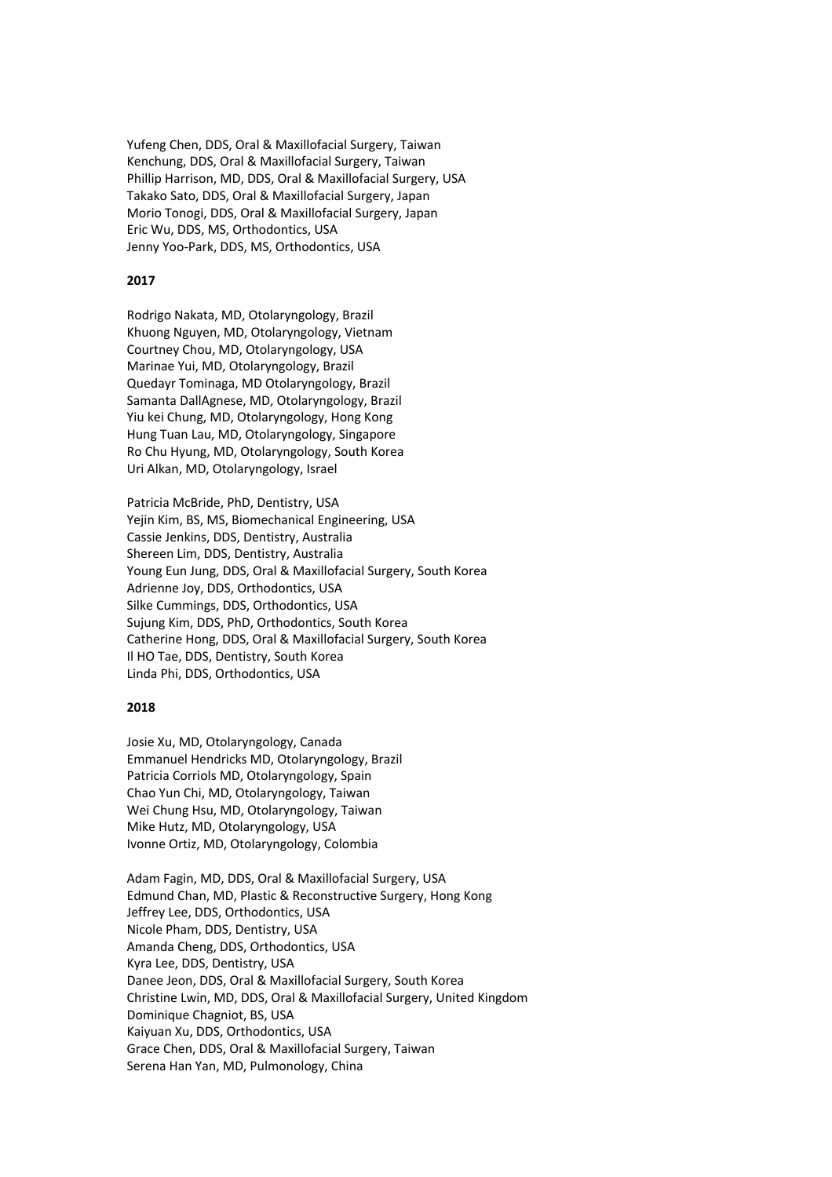Yufeng Chen, DDS, Oral & Maxillofacial Surgery, Taiwan
Kenchung, DDS, Oral & Maxillofacial Surgery, Taiwan
Phillip Harrison, MD, DDS, Oral & Maxillofacial Surgery, USA
Takako Sato, DDS, Oral & Maxillofacial Surgery, Japan
Morio Tonogi, DDS, Oral & Maxillofacial Surgery, Japan
Eric Wu, DDS, MS, Orthodontics, USA
Jenny Yoo-Park, DDS, MS, Orthodontics, USA

**2017**

Rodrigo Nakata, MD, Otolaryngology, Brazil
Khuong Nguyen, MD, Otolaryngology, Vietnam
Courtney Chou, MD, Otolaryngology, USA
Marinae Yui, MD, Otolaryngology, Brazil
Quedayr Tominaga, MD Otolaryngology, Brazil
Samanta DallAgnese, MD, Otolaryngology, Brazil
Yiu kei Chung, MD, Otolaryngology, Hong Kong
Hung Tuan Lau, MD, Otolaryngology, Singapore
Ro Chu Hyung, MD, Otolaryngology, South Korea
Uri Alkan, MD, Otolaryngology, Israel

Patricia McBride, PhD, Dentistry, USA
Yejin Kim, BS, MS, Biomechanical Engineering, USA
Cassie Jenkins, DDS, Dentistry, Australia
Shereen Lim, DDS, Dentistry, Australia
Young Eun Jung, DDS, Oral & Maxillofacial Surgery, South Korea
Adrienne Joy, DDS, Orthodontics, USA
Silke Cummings, DDS, Orthodontics, USA
Sujung Kim, DDS, PhD, Orthodontics, South Korea
Catherine Hong, DDS, Oral & Maxillofacial Surgery, South Korea
Il HO Tae, DDS, Dentistry, South Korea
Linda Phi, DDS, Orthodontics, USA

**2018**

Josie Xu, MD, Otolaryngology, Canada
Emmanuel Hendricks MD, Otolaryngology, Brazil
Patricia Corriols MD, Otolaryngology, Spain
Chao Yun Chi, MD, Otolaryngology, Taiwan
Wei Chung Hsu, MD, Otolaryngology, Taiwan
Mike Hutz, MD, Otolaryngology, USA
Ivonne Ortiz, MD, Otolaryngology, Colombia

Adam Fagin, MD, DDS, Oral & Maxillofacial Surgery, USA
Edmund Chan, MD, Plastic & Reconstructive Surgery, Hong Kong
Jeffrey Lee, DDS, Orthodontics, USA
Nicole Pham, DDS, Dentistry, USA
Amanda Cheng, DDS, Orthodontics, USA
Kyra Lee, DDS, Dentistry, USA
Danee Jeon, DDS, Oral & Maxillofacial Surgery, South Korea
Christine Lwin, MD, DDS, Oral & Maxillofacial Surgery, United Kingdom
Dominique Chagniot, BS, USA
Kaiyuan Xu, DDS, Orthodontics, USA
Grace Chen, DDS, Oral & Maxillofacial Surgery, Taiwan
Serena Han Yan, MD, Pulmonology, China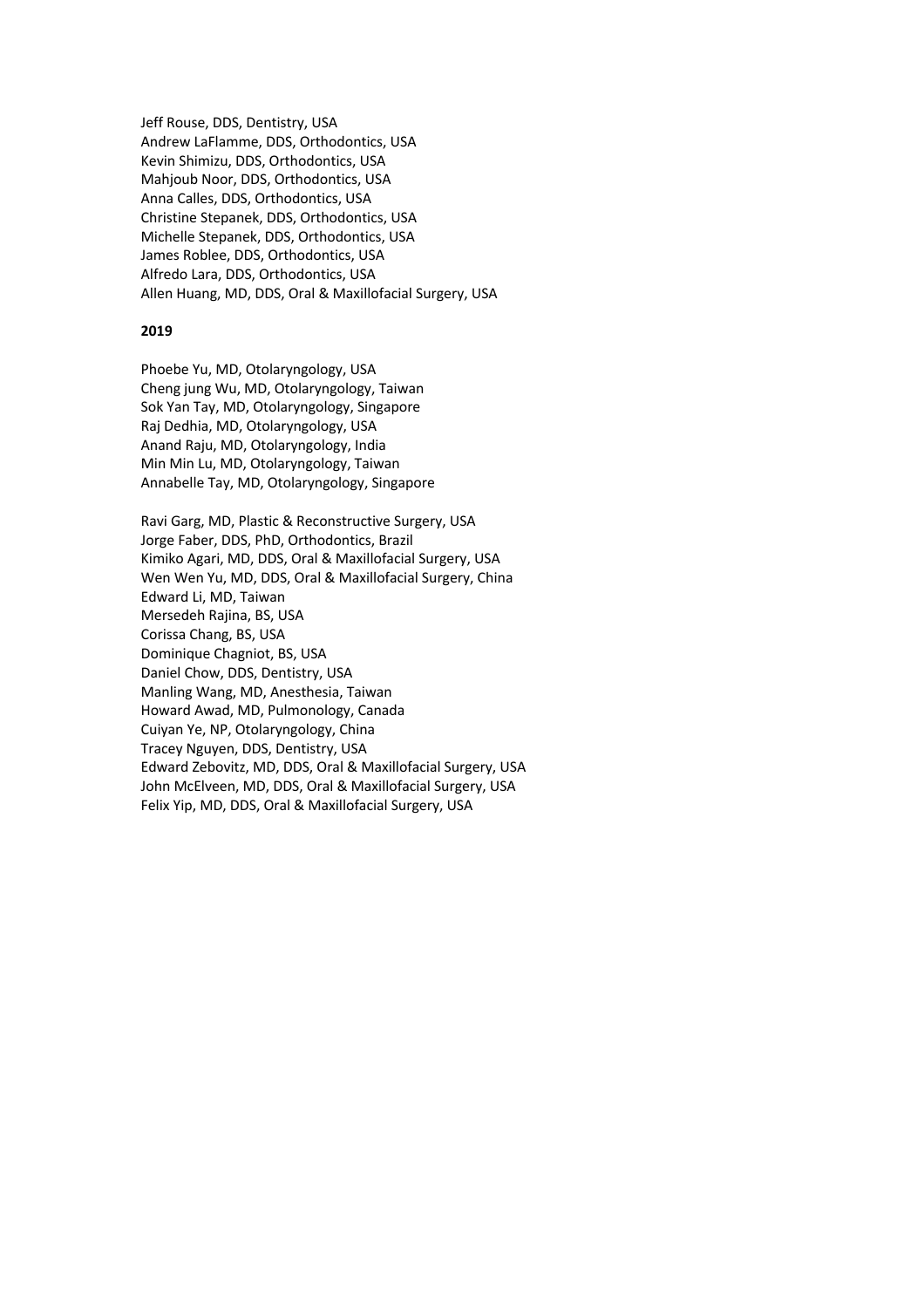Jeff Rouse, DDS, Dentistry, USA
Andrew LaFlamme, DDS, Orthodontics, USA
Kevin Shimizu, DDS, Orthodontics, USA
Mahjoub Noor, DDS, Orthodontics, USA
Anna Calles, DDS, Orthodontics, USA
Christine Stepanek, DDS, Orthodontics, USA
Michelle Stepanek, DDS, Orthodontics, USA
James Roblee, DDS, Orthodontics, USA
Alfredo Lara, DDS, Orthodontics, USA
Allen Huang, MD, DDS, Oral & Maxillofacial Surgery, USA

**2019**

Phoebe Yu, MD, Otolaryngology, USA
Cheng jung Wu, MD, Otolaryngology, Taiwan
Sok Yan Tay, MD, Otolaryngology, Singapore
Raj Dedhia, MD, Otolaryngology, USA
Anand Raju, MD, Otolaryngology, India
Min Min Lu, MD, Otolaryngology, Taiwan
Annabelle Tay, MD, Otolaryngology, Singapore

Ravi Garg, MD, Plastic & Reconstructive Surgery, USA
Jorge Faber, DDS, PhD, Orthodontics, Brazil
Kimiko Agari, MD, DDS, Oral & Maxillofacial Surgery, USA
Wen Wen Yu, MD, DDS, Oral & Maxillofacial Surgery, China
Edward Li, MD, Taiwan
Mersedeh Rajina, BS, USA
Corissa Chang, BS, USA
Dominique Chagniot, BS, USA
Daniel Chow, DDS, Dentistry, USA
Manling Wang, MD, Anesthesia, Taiwan
Howard Awad, MD, Pulmonology, Canada
Cuiyan Ye, NP, Otolaryngology, China
Tracey Nguyen, DDS, Dentistry, USA
Edward Zebovitz, MD, DDS, Oral & Maxillofacial Surgery, USA
John McElveen, MD, DDS, Oral & Maxillofacial Surgery, USA
Felix Yip, MD, DDS, Oral & Maxillofacial Surgery, USA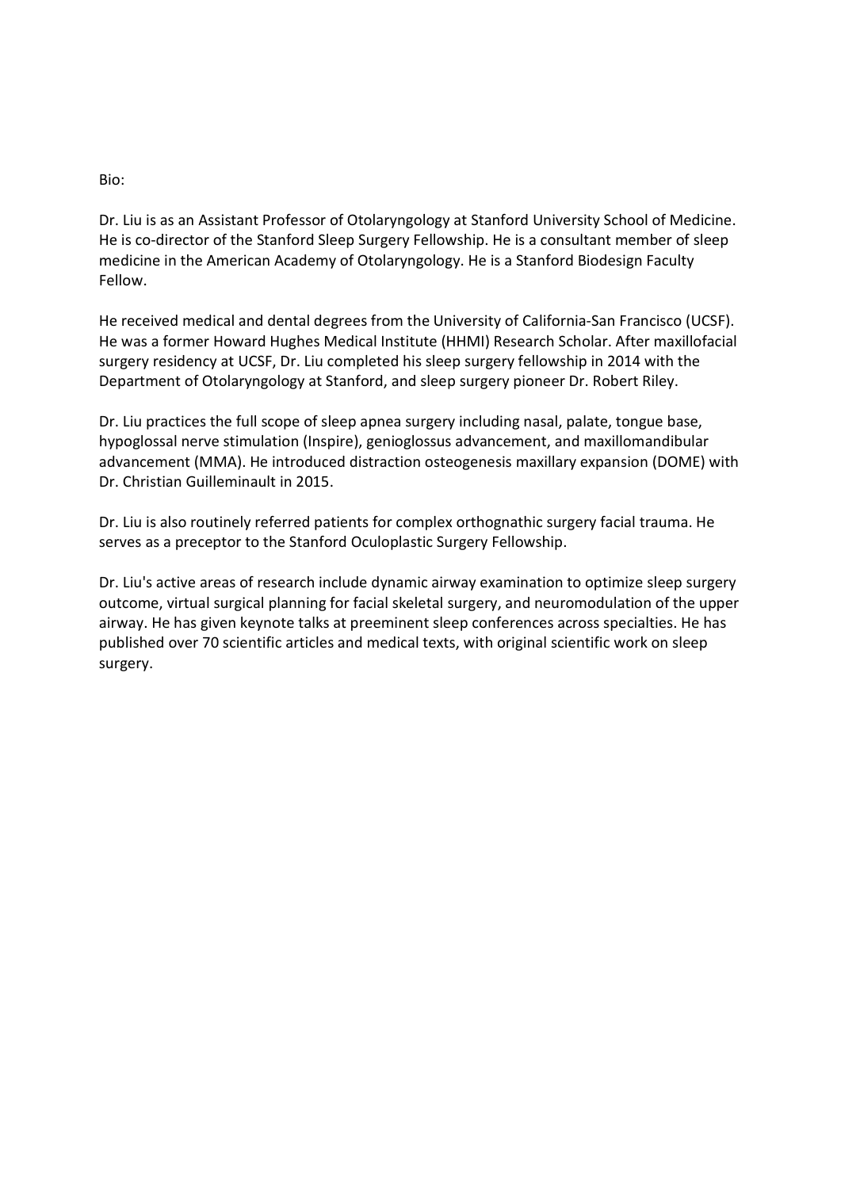Bio:

Dr. Liu is as an Assistant Professor of Otolaryngology at Stanford University School of Medicine. He is co-director of the Stanford Sleep Surgery Fellowship. He is a consultant member of sleep medicine in the American Academy of Otolaryngology. He is a Stanford Biodesign Faculty Fellow.

He received medical and dental degrees from the University of California-San Francisco (UCSF). He was a former Howard Hughes Medical Institute (HHMI) Research Scholar. After maxillofacial surgery residency at UCSF, Dr. Liu completed his sleep surgery fellowship in 2014 with the Department of Otolaryngology at Stanford, and sleep surgery pioneer Dr. Robert Riley.

Dr. Liu practices the full scope of sleep apnea surgery including nasal, palate, tongue base, hypoglossal nerve stimulation (Inspire), genioglossus advancement, and maxillomandibular advancement (MMA). He introduced distraction osteogenesis maxillary expansion (DOME) with Dr. Christian Guilleminault in 2015.

Dr. Liu is also routinely referred patients for complex orthognathic surgery facial trauma. He serves as a preceptor to the Stanford Oculoplastic Surgery Fellowship.

Dr. Liu's active areas of research include dynamic airway examination to optimize sleep surgery outcome, virtual surgical planning for facial skeletal surgery, and neuromodulation of the upper airway. He has given keynote talks at preeminent sleep conferences across specialties. He has published over 70 scientific articles and medical texts, with original scientific work on sleep surgery.